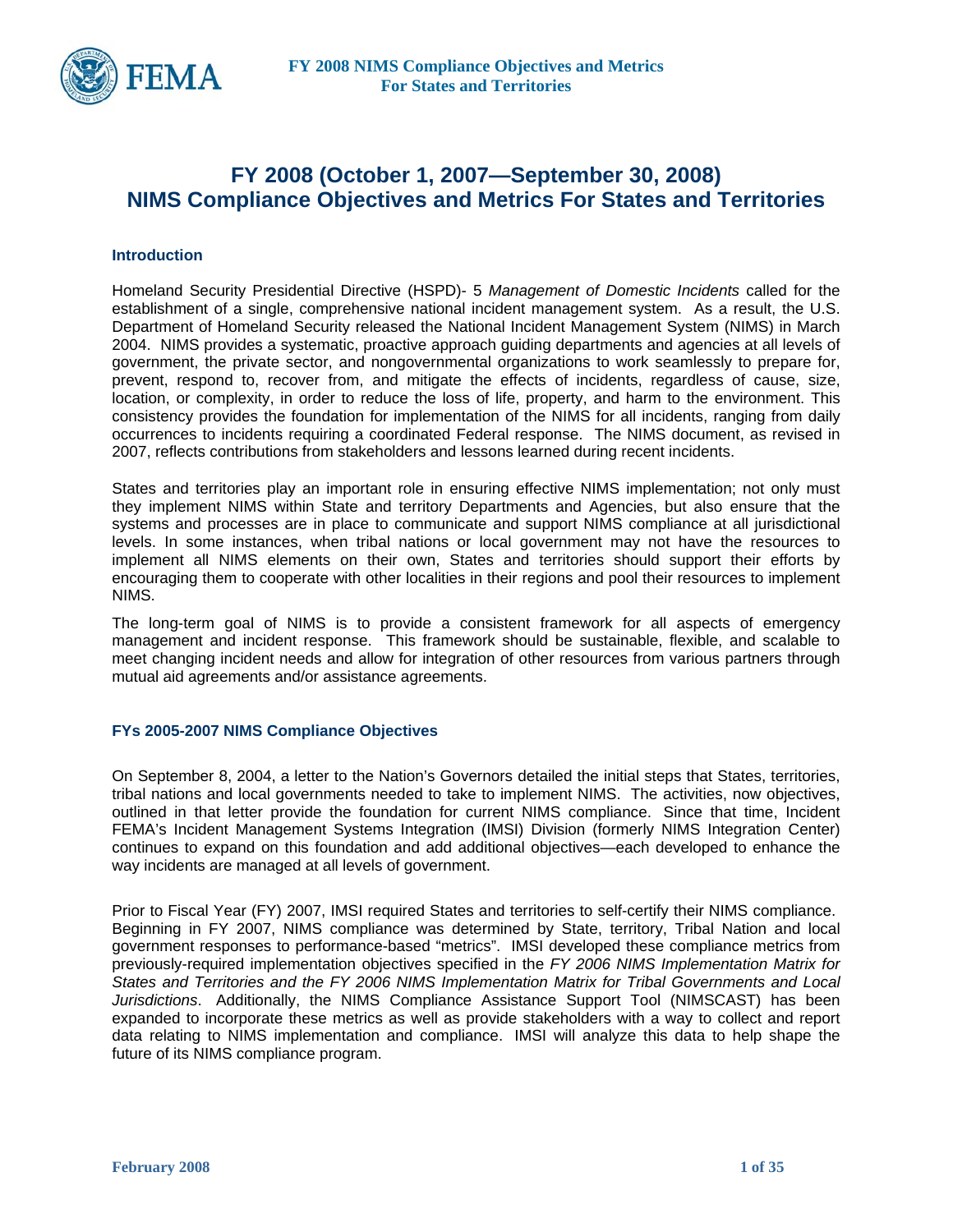# FY 2008 (October 1, 2007—September 30, 2008) NIMS Compliance Objectives and Metrics For States and Territories

## Introduction

Homeland Security Presidential Directive (HSPD)- 5 *Management of Domestic Incidents* called for the establishment of a single, comprehensive national incident management system. As a result, the U.S. Department of Homeland Security released the National Incident Management System (NIMS) in March 2004. NIMS provides a systematic, proactive approach guiding departments and agencies at all levels of government, the private sector, and nongovernmental organizations to work seamlessly to prepare for, prevent, respond to, recover from, and mitigate the effects of incidents, regardless of cause, size, location, or complexity, in order to reduce the loss of life, property, and harm to the environment. This consistency provides the foundation for implementation of the NIMS for all incidents, ranging from daily occurrences to incidents requiring a coordinated Federal response. The NIMS document, as revised in 2007, reflects contributions from stakeholders and lessons learned during recent incidents.

States and territories play an important role in ensuring effective NIMS implementation; not only must they implement NIMS within State and territory Departments and Agencies, but also ensure that the systems and processes are in place to communicate and support NIMS compliance at all jurisdictional levels. In some instances, when tribal nations or local government may not have the resources to implement all NIMS elements on their own, States and territories should support their efforts by encouraging them to cooperate with other localities in their regions and pool their resources to implement NIMS.

The long-term goal of NIMS is to provide a consistent framework for all aspects of emergency management and incident response. This framework should be sustainable, flexible, and scalable to meet changing incident needs and allow for integration of other resources from various partners through mutual aid agreements and/or assistance agreements.

## FYs 2005-2007 NIMS Compliance Objectives

On September 8, 2004, a letter to the Nation's Governors detailed the initial steps that States, territories, tribal nations and local governments needed to take to implement NIMS. The activities, now objectives, outlined in that letter provide the foundation for current NIMS compliance. Since that time, Incident FEMA's Incident Management Systems Integration (IMSI) Division (formerly NIMS Integration Center) continues to expand on this foundation and add additional objectives—each developed to enhance the way incidents are managed at all levels of government.

Prior to Fiscal Year (FY) 2007, IMSI required States and territories to self-certify their NIMS compliance. Beginning in FY 2007, NIMS compliance was determined by State, territory, Tribal Nation and local government responses to performance-based "metrics". IMSI developed these compliance metrics from previously-required implementation objectives specified in the *FY 2006 NIMS Implementation Matrix for States and Territories and the FY 2006 NIMS Implementation Matrix for Tribal Governments and Local Jurisdictions*. Additionally, the NIMS Compliance Assistance Support Tool (NIMSCAST) has been expanded to incorporate these metrics as well as provide stakeholders with a way to collect and report data relating to NIMS implementation and compliance. IMSI will analyze this data to help shape the future of its NIMS compliance program.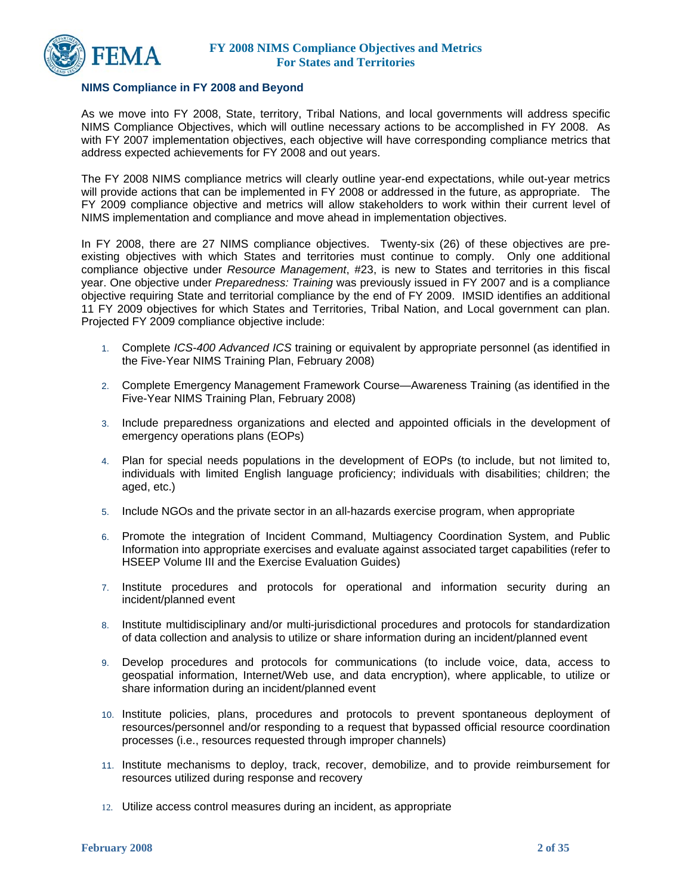## NIMS Compliance in FY 2008 and Beyond

As we move into FY 2008, State, territory, Tribal Nations, and local governments will address specific NIMS Compliance Objectives, which will outline necessary actions to be accomplished in FY 2008. As with FY 2007 implementation objectives, each objective will have corresponding compliance metrics that address expected achievements for FY 2008 and out years.

The FY 2008 NIMS compliance metrics will clearly outline year-end expectations, while out-year metrics will provide actions that can be implemented in FY 2008 or addressed in the future, as appropriate. The FY 2009 compliance objective and metrics will allow stakeholders to work within their current level of NIMS implementation and compliance and move ahead in implementation objectives.

In FY 2008, there are 27 NIMS compliance objectives. Twenty-six (26) of these objectives are pre-existing objectives with which States and territories must continue to comply. Only one additional compliance objective under *Resource Management*, #23, is new to States and territories in this fiscal year. One objective under *Preparedness: Training* was previously issued in FY 2007 and is a compliance objective requiring State and territorial compliance by the end of FY 2009. IMSID identifies an additional 11 FY 2009 objectives for which States and Territories, Tribal Nation, and Local government can plan. Projected FY 2009 compliance objective include:

1. Complete *ICS-400 Advanced ICS* training or equivalent by appropriate personnel (as identified in the Five-Year NIMS Training Plan, February 2008)
2. Complete Emergency Management Framework Course—Awareness Training (as identified in the Five-Year NIMS Training Plan, February 2008)
3. Include preparedness organizations and elected and appointed officials in the development of emergency operations plans (EOPs)
4. Plan for special needs populations in the development of EOPs (to include, but not limited to, individuals with limited English language proficiency; individuals with disabilities; children; the aged, etc.)
5. Include NGOs and the private sector in an all-hazards exercise program, when appropriate
6. Promote the integration of Incident Command, Multiagency Coordination System, and Public Information into appropriate exercises and evaluate against associated target capabilities (refer to HSEEP Volume III and the Exercise Evaluation Guides)
7. Institute procedures and protocols for operational and information security during an incident/planned event
8. Institute multidisciplinary and/or multi-jurisdictional procedures and protocols for standardization of data collection and analysis to utilize or share information during an incident/planned event
9. Develop procedures and protocols for communications (to include voice, data, access to geospatial information, Internet/Web use, and data encryption), where applicable, to utilize or share information during an incident/planned event
10. Institute policies, plans, procedures and protocols to prevent spontaneous deployment of resources/personnel and/or responding to a request that bypassed official resource coordination processes (i.e., resources requested through improper channels)
11. Institute mechanisms to deploy, track, recover, demobilize, and to provide reimbursement for resources utilized during response and recovery
12. Utilize access control measures during an incident, as appropriate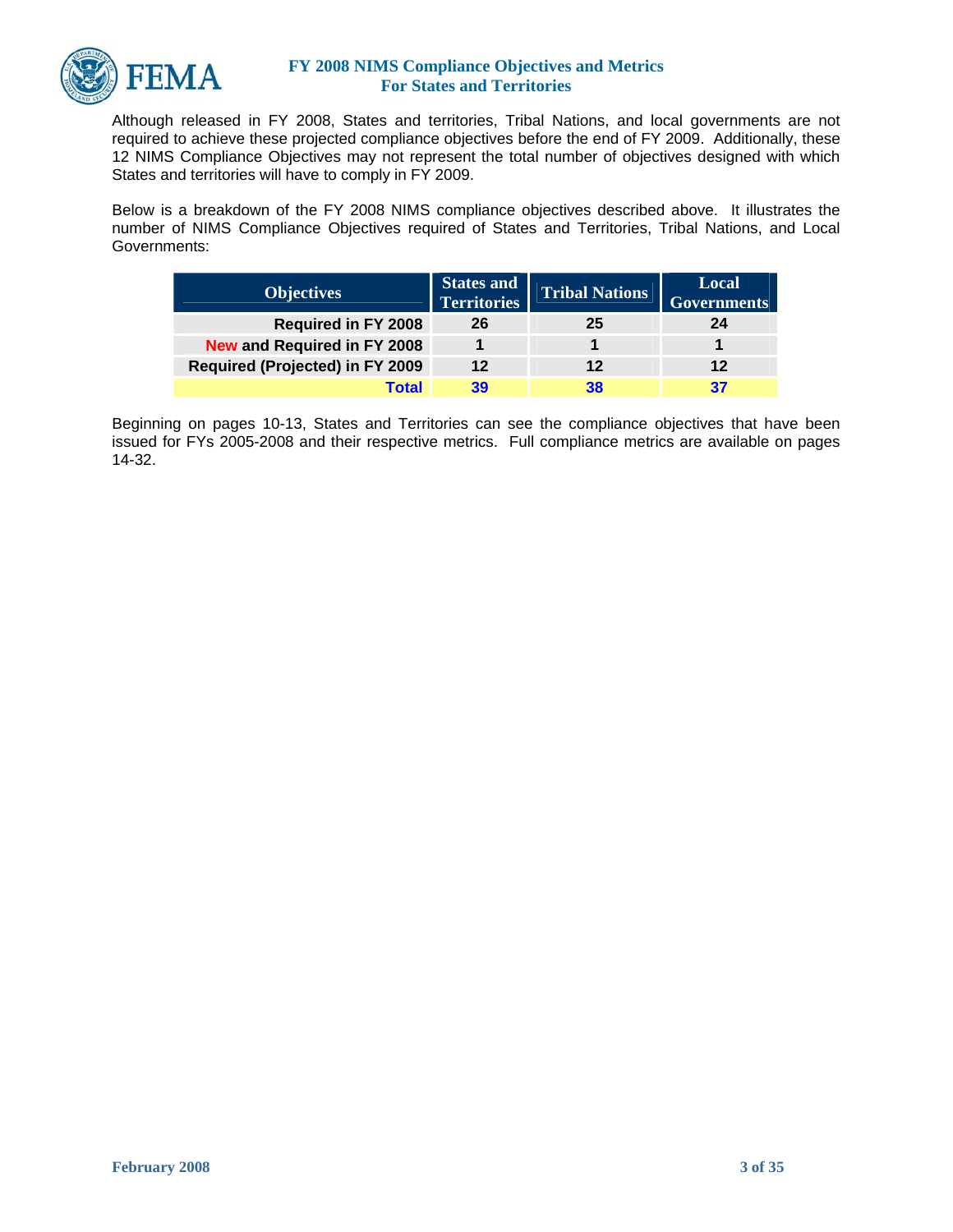Although released in FY 2008, States and territories, Tribal Nations, and local governments are not required to achieve these projected compliance objectives before the end of FY 2009. Additionally, these 12 NIMS Compliance Objectives may not represent the total number of objectives designed with which States and territories will have to comply in FY 2009.

Below is a breakdown of the FY 2008 NIMS compliance objectives described above. It illustrates the number of NIMS Compliance Objectives required of States and Territories, Tribal Nations, and Local Governments:

| Objectives | States and Territories | Tribal Nations | Local Governments |
|---|---|---|---|
| **Required in FY 2008** | **26** | **25** | **24** |
| **New and Required in FY 2008** | **1** | **1** | **1** |
| **Required (Projected) in FY 2009** | **12** | **12** | **12** |
| **Total** | **39** | **38** | **37** |

Beginning on pages 10-13, States and Territories can see the compliance objectives that have been issued for FYs 2005-2008 and their respective metrics. Full compliance metrics are available on pages 14-32.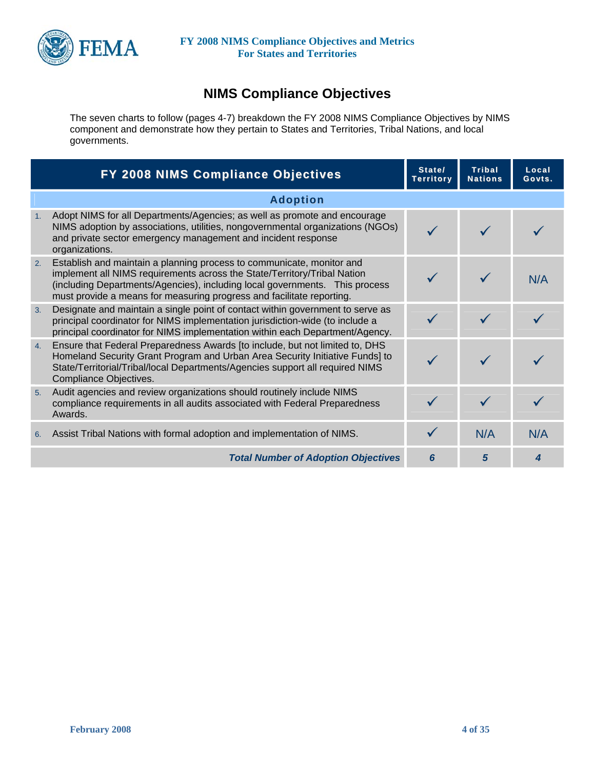## NIMS Compliance Objectives

The seven charts to follow (pages 4-7) breakdown the FY 2008 NIMS Compliance Objectives by NIMS component and demonstrate how they pertain to States and Territories, Tribal Nations, and local governments.

| FY 2008 NIMS Compliance Objectives | State/ Territory | Tribal Nations | Local Govts. |
|---|---|---|---|
| **Adoption** | | | |
| 1. Adopt NIMS for all Departments/Agencies; as well as promote and encourage NIMS adoption by associations, utilities, nongovernmental organizations (NGOs) and private sector emergency management and incident response organizations. | ✓ | ✓ | ✓ |
| 2. Establish and maintain a planning process to communicate, monitor and implement all NIMS requirements across the State/Territory/Tribal Nation (including Departments/Agencies), including local governments. This process must provide a means for measuring progress and facilitate reporting. | ✓ | ✓ | N/A |
| 3. Designate and maintain a single point of contact within government to serve as principal coordinator for NIMS implementation jurisdiction-wide (to include a principal coordinator for NIMS implementation within each Department/Agency. | ✓ | ✓ | ✓ |
| 4. Ensure that Federal Preparedness Awards [to include, but not limited to, DHS Homeland Security Grant Program and Urban Area Security Initiative Funds] to State/Territorial/Tribal/local Departments/Agencies support all required NIMS Compliance Objectives. | ✓ | ✓ | ✓ |
| 5. Audit agencies and review organizations should routinely include NIMS compliance requirements in all audits associated with Federal Preparedness Awards. | ✓ | ✓ | ✓ |
| 6. Assist Tribal Nations with formal adoption and implementation of NIMS. | ✓ | N/A | N/A |
| ***Total Number of Adoption Objectives*** | ***6*** | ***5*** | ***4*** |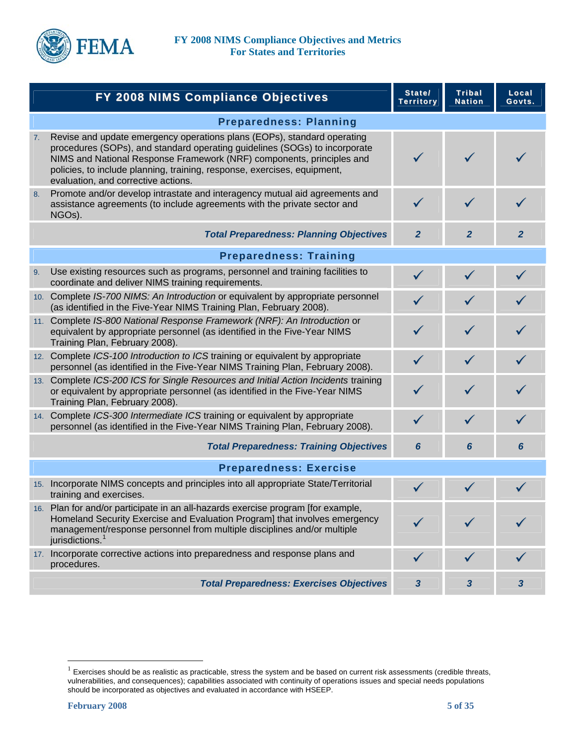| FY 2008 NIMS Compliance Objectives | State/ Territory | Tribal Nation | Local Govts. |
|---|---|---|---|
| **Preparedness: Planning** | | | |
| 7. Revise and update emergency operations plans (EOPs), standard operating procedures (SOPs), and standard operating guidelines (SOGs) to incorporate NIMS and National Response Framework (NRF) components, principles and policies, to include planning, training, response, exercises, equipment, evaluation, and corrective actions. | ✓ | ✓ | ✓ |
| 8. Promote and/or develop intrastate and interagency mutual aid agreements and assistance agreements (to include agreements with the private sector and NGOs). | ✓ | ✓ | ✓ |
| ***Total Preparedness: Planning Objectives*** | ***2*** | ***2*** | ***2*** |
| **Preparedness: Training** | | | |
| 9. Use existing resources such as programs, personnel and training facilities to coordinate and deliver NIMS training requirements. | ✓ | ✓ | ✓ |
| 10. Complete *IS-700 NIMS: An Introduction* or equivalent by appropriate personnel (as identified in the Five-Year NIMS Training Plan, February 2008). | ✓ | ✓ | ✓ |
| 11. Complete *IS-800 National Response Framework (NRF): An Introduction* or equivalent by appropriate personnel (as identified in the Five-Year NIMS Training Plan, February 2008). | ✓ | ✓ | ✓ |
| 12. Complete *ICS-100 Introduction to ICS* training or equivalent by appropriate personnel (as identified in the Five-Year NIMS Training Plan, February 2008). | ✓ | ✓ | ✓ |
| 13. Complete *ICS-200 ICS for Single Resources and Initial Action Incidents* training or equivalent by appropriate personnel (as identified in the Five-Year NIMS Training Plan, February 2008). | ✓ | ✓ | ✓ |
| 14. Complete *ICS-300 Intermediate ICS* training or equivalent by appropriate personnel (as identified in the Five-Year NIMS Training Plan, February 2008). | ✓ | ✓ | ✓ |
| ***Total Preparedness: Training Objectives*** | ***6*** | ***6*** | ***6*** |
| **Preparedness: Exercise** | | | |
| 15. Incorporate NIMS concepts and principles into all appropriate State/Territorial training and exercises. | ✓ | ✓ | ✓ |
| 16. Plan for and/or participate in an all-hazards exercise program [for example, Homeland Security Exercise and Evaluation Program] that involves emergency management/response personnel from multiple disciplines and/or multiple jurisdictions.[1] | ✓ | ✓ | ✓ |
| 17. Incorporate corrective actions into preparedness and response plans and procedures. | ✓ | ✓ | ✓ |
| ***Total Preparedness: Exercises Objectives*** | ***3*** | ***3*** | ***3*** |

[1] Exercises should be as realistic as practicable, stress the system and be based on current risk assessments (credible threats, vulnerabilities, and consequences); capabilities associated with continuity of operations issues and special needs populations should be incorporated as objectives and evaluated in accordance with HSEEP.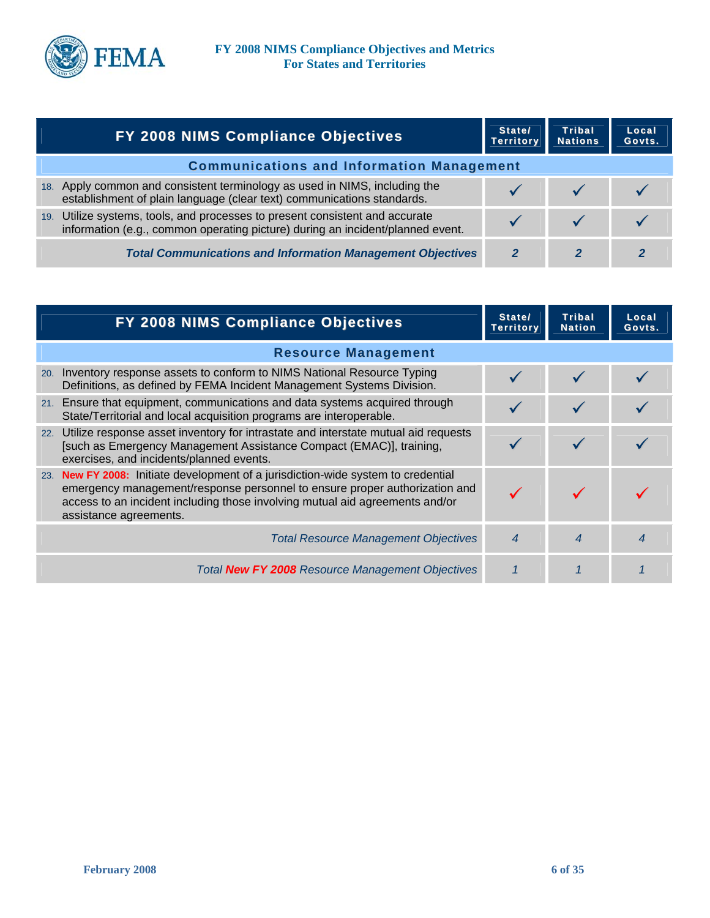| FY 2008 NIMS Compliance Objectives | State/ Territory | Tribal Nations | Local Govts. |
|---|---|---|---|
| **Communications and Information Management** | | | |
| 18. Apply common and consistent terminology as used in NIMS, including the establishment of plain language (clear text) communications standards. | ✓ | ✓ | ✓ |
| 19. Utilize systems, tools, and processes to present consistent and accurate information (e.g., common operating picture) during an incident/planned event. | ✓ | ✓ | ✓ |
| ***Total Communications and Information Management Objectives*** | ***2*** | ***2*** | ***2*** |

| FY 2008 NIMS Compliance Objectives | State/ Territory | Tribal Nation | Local Govts. |
|---|---|---|---|
| **Resource Management** | | | |
| 20. Inventory response assets to conform to NIMS National Resource Typing Definitions, as defined by FEMA Incident Management Systems Division. | ✓ | ✓ | ✓ |
| 21. Ensure that equipment, communications and data systems acquired through State/Territorial and local acquisition programs are interoperable. | ✓ | ✓ | ✓ |
| 22. Utilize response asset inventory for intrastate and interstate mutual aid requests [such as Emergency Management Assistance Compact (EMAC)], training, exercises, and incidents/planned events. | ✓ | ✓ | ✓ |
| 23. **New FY 2008:** Initiate development of a jurisdiction-wide system to credential emergency management/response personnel to ensure proper authorization and access to an incident including those involving mutual aid agreements and/or assistance agreements. | ✓ | ✓ | ✓ |
| *Total Resource Management Objectives* | *4* | *4* | *4* |
| *Total **New FY 2008** Resource Management Objectives* | *1* | *1* | *1* |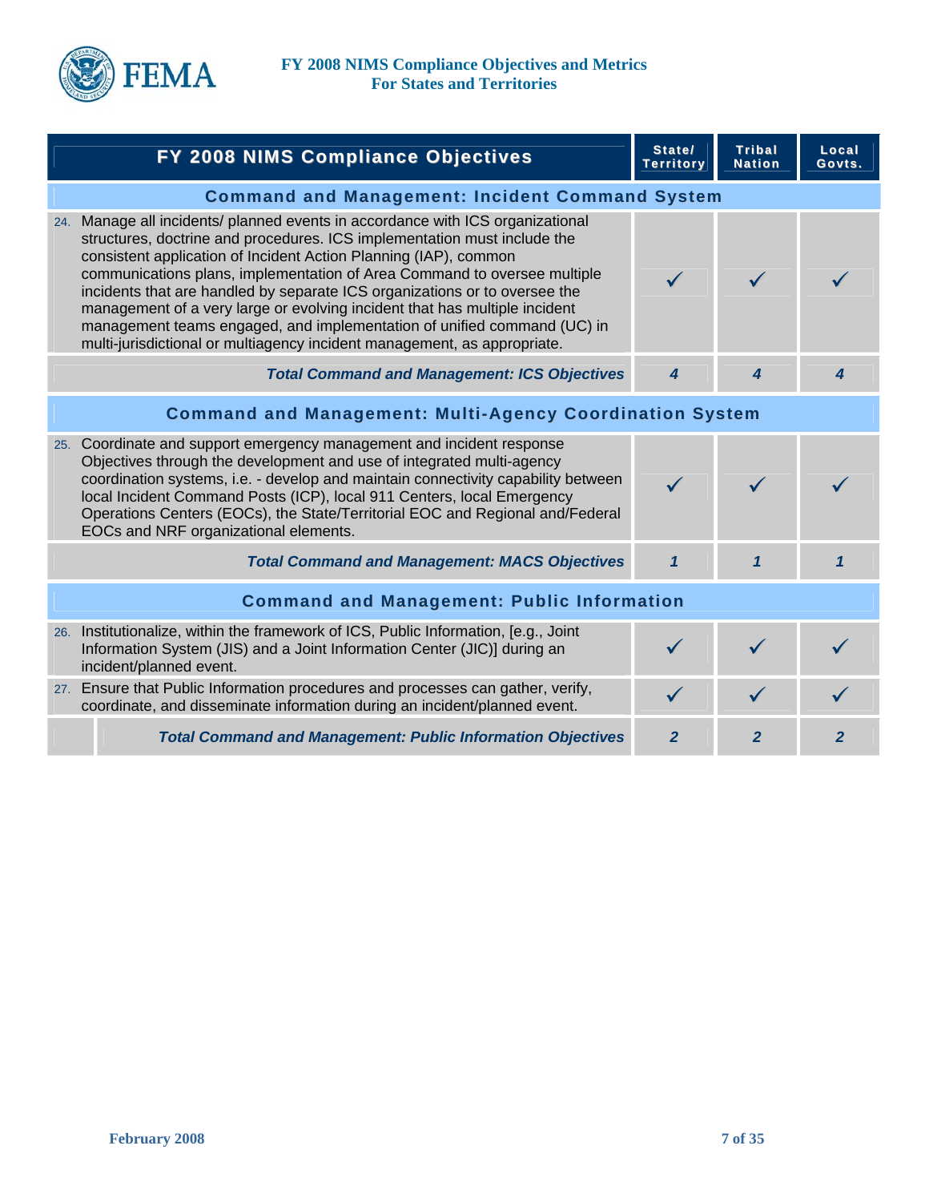| FY 2008 NIMS Compliance Objectives | State/ Territory | Tribal Nation | Local Govts. |
|---|---|---|---|
| **Command and Management: Incident Command System** | | | |
| 24. Manage all incidents/ planned events in accordance with ICS organizational structures, doctrine and procedures. ICS implementation must include the consistent application of Incident Action Planning (IAP), common communications plans, implementation of Area Command to oversee multiple incidents that are handled by separate ICS organizations or to oversee the management of a very large or evolving incident that has multiple incident management teams engaged, and implementation of unified command (UC) in multi-jurisdictional or multiagency incident management, as appropriate. | ✓ | ✓ | ✓ |
| ***Total Command and Management: ICS Objectives*** | ***4*** | ***4*** | ***4*** |
| **Command and Management: Multi-Agency Coordination System** | | | |
| 25. Coordinate and support emergency management and incident response Objectives through the development and use of integrated multi-agency coordination systems, i.e. - develop and maintain connectivity capability between local Incident Command Posts (ICP), local 911 Centers, local Emergency Operations Centers (EOCs), the State/Territorial EOC and Regional and/Federal EOCs and NRF organizational elements. | ✓ | ✓ | ✓ |
| ***Total Command and Management: MACS Objectives*** | ***1*** | ***1*** | ***1*** |
| **Command and Management: Public Information** | | | |
| 26. Institutionalize, within the framework of ICS, Public Information, [e.g., Joint Information System (JIS) and a Joint Information Center (JIC)] during an incident/planned event. | ✓ | ✓ | ✓ |
| 27. Ensure that Public Information procedures and processes can gather, verify, coordinate, and disseminate information during an incident/planned event. | ✓ | ✓ | ✓ |
| ***Total Command and Management: Public Information Objectives*** | ***2*** | ***2*** | ***2*** |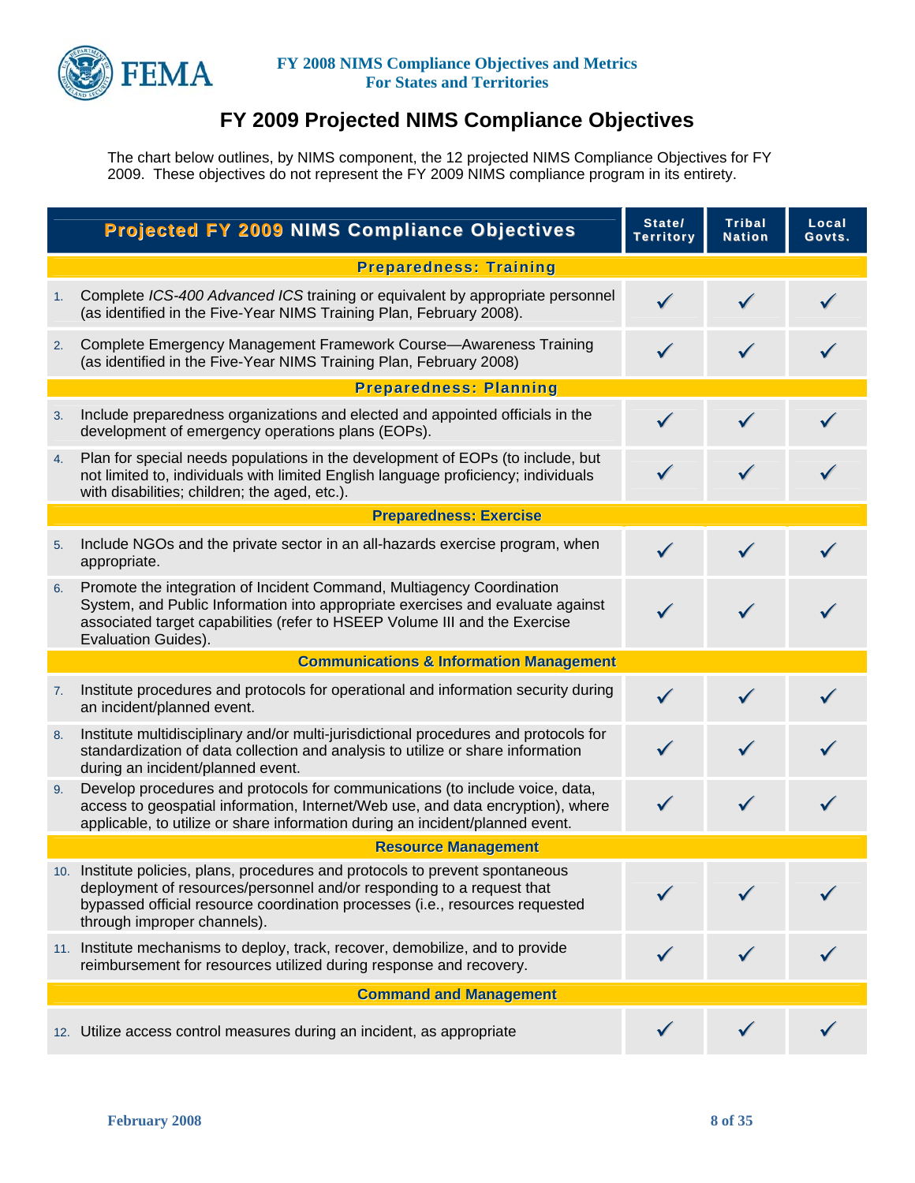# FY 2009 Projected NIMS Compliance Objectives

The chart below outlines, by NIMS component, the 12 projected NIMS Compliance Objectives for FY 2009. These objectives do not represent the FY 2009 NIMS compliance program in its entirety.

| Projected FY 2009 NIMS Compliance Objectives | State/ Territory | Tribal Nation | Local Govts. |
|---|---|---|---|
| **Preparedness: Training** | | | |
| 1. Complete *ICS-400 Advanced ICS* training or equivalent by appropriate personnel (as identified in the Five-Year NIMS Training Plan, February 2008). | ✓ | ✓ | ✓ |
| 2. Complete Emergency Management Framework Course—Awareness Training (as identified in the Five-Year NIMS Training Plan, February 2008) | ✓ | ✓ | ✓ |
| **Preparedness: Planning** | | | |
| 3. Include preparedness organizations and elected and appointed officials in the development of emergency operations plans (EOPs). | ✓ | ✓ | ✓ |
| 4. Plan for special needs populations in the development of EOPs (to include, but not limited to, individuals with limited English language proficiency; individuals with disabilities; children; the aged, etc.). | ✓ | ✓ | ✓ |
| **Preparedness: Exercise** | | | |
| 5. Include NGOs and the private sector in an all-hazards exercise program, when appropriate. | ✓ | ✓ | ✓ |
| 6. Promote the integration of Incident Command, Multiagency Coordination System, and Public Information into appropriate exercises and evaluate against associated target capabilities (refer to HSEEP Volume III and the Exercise Evaluation Guides). | ✓ | ✓ | ✓ |
| **Communications & Information Management** | | | |
| 7. Institute procedures and protocols for operational and information security during an incident/planned event. | ✓ | ✓ | ✓ |
| 8. Institute multidisciplinary and/or multi-jurisdictional procedures and protocols for standardization of data collection and analysis to utilize or share information during an incident/planned event. | ✓ | ✓ | ✓ |
| 9. Develop procedures and protocols for communications (to include voice, data, access to geospatial information, Internet/Web use, and data encryption), where applicable, to utilize or share information during an incident/planned event. | ✓ | ✓ | ✓ |
| **Resource Management** | | | |
| 10. Institute policies, plans, procedures and protocols to prevent spontaneous deployment of resources/personnel and/or responding to a request that bypassed official resource coordination processes (i.e., resources requested through improper channels). | ✓ | ✓ | ✓ |
| 11. Institute mechanisms to deploy, track, recover, demobilize, and to provide reimbursement for resources utilized during response and recovery. | ✓ | ✓ | ✓ |
| **Command and Management** | | | |
| 12. Utilize access control measures during an incident, as appropriate | ✓ | ✓ | ✓ |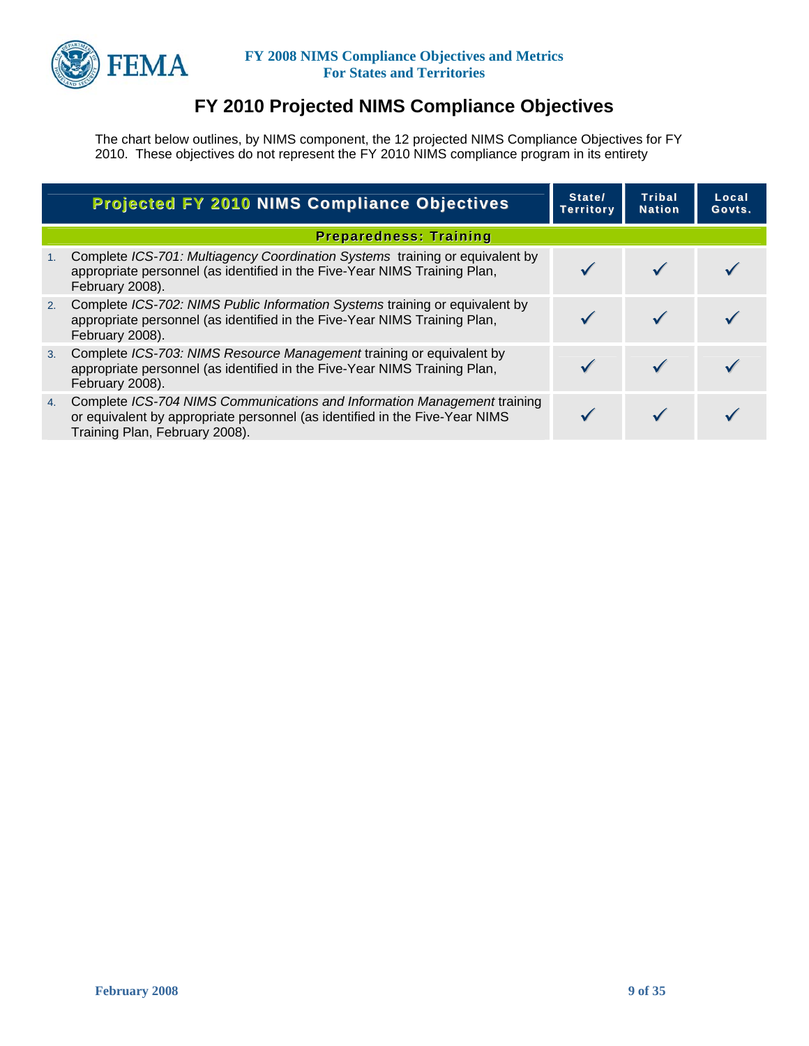# FY 2010 Projected NIMS Compliance Objectives

The chart below outlines, by NIMS component, the 12 projected NIMS Compliance Objectives for FY 2010. These objectives do not represent the FY 2010 NIMS compliance program in its entirety

| | Projected FY 2010 NIMS Compliance Objectives | State/ Territory | Tribal Nation | Local Govts. |
|---|---|---|---|---|
| | **Preparedness: Training** | | | |
| 1. | Complete *ICS-701: Multiagency Coordination Systems* training or equivalent by appropriate personnel (as identified in the Five-Year NIMS Training Plan, February 2008). | ✓ | ✓ | ✓ |
| 2. | Complete *ICS-702: NIMS Public Information Systems* training or equivalent by appropriate personnel (as identified in the Five-Year NIMS Training Plan, February 2008). | ✓ | ✓ | ✓ |
| 3. | Complete *ICS-703: NIMS Resource Management* training or equivalent by appropriate personnel (as identified in the Five-Year NIMS Training Plan, February 2008). | ✓ | ✓ | ✓ |
| 4. | Complete *ICS-704 NIMS Communications and Information Management* training or equivalent by appropriate personnel (as identified in the Five-Year NIMS Training Plan, February 2008). | ✓ | ✓ | ✓ |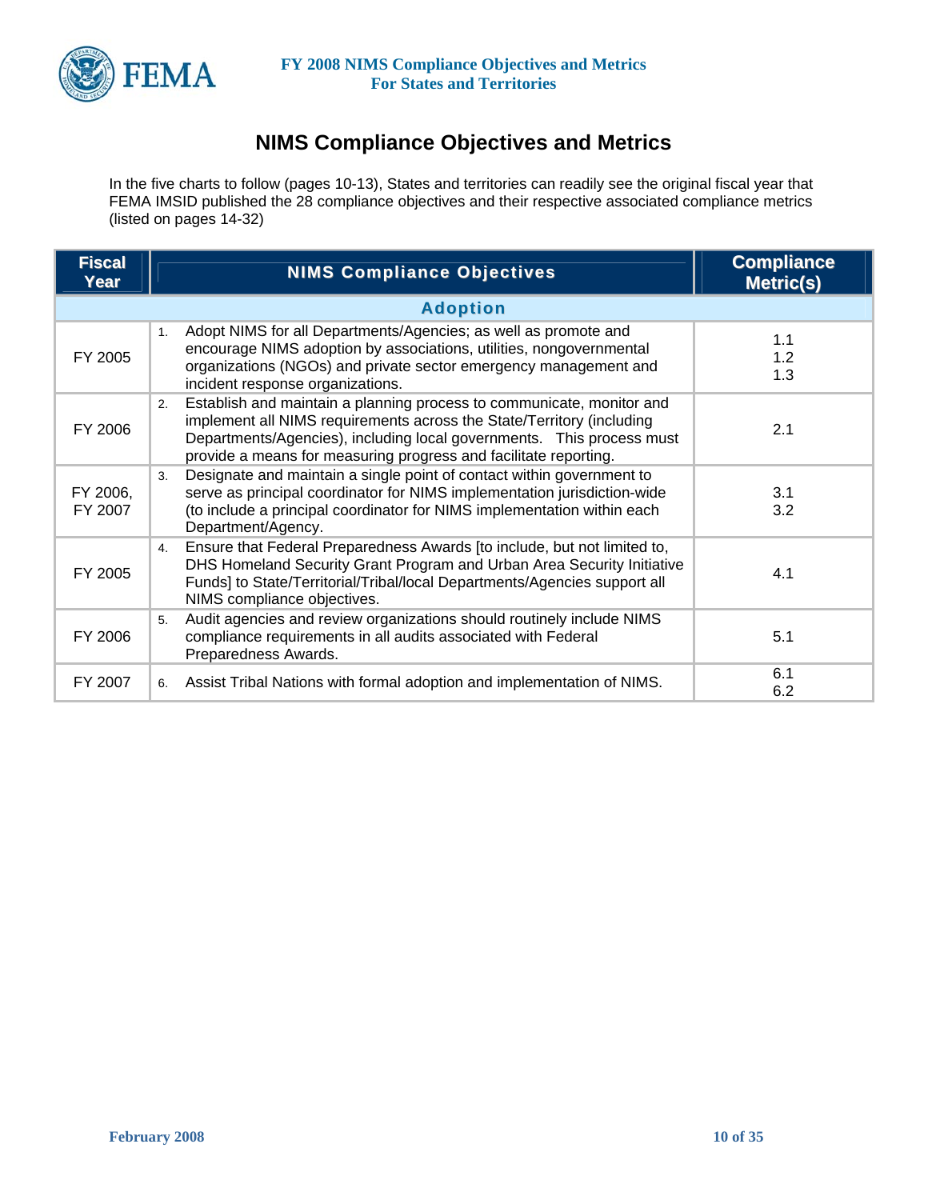# NIMS Compliance Objectives and Metrics

In the five charts to follow (pages 10-13), States and territories can readily see the original fiscal year that FEMA IMSID published the 28 compliance objectives and their respective associated compliance metrics (listed on pages 14-32)

| Fiscal Year | NIMS Compliance Objectives | Compliance Metric(s) |
|---|---|---|
| **Adoption** | | |
| FY 2005 | 1. Adopt NIMS for all Departments/Agencies; as well as promote and encourage NIMS adoption by associations, utilities, nongovernmental organizations (NGOs) and private sector emergency management and incident response organizations. | 1.1<br>1.2<br>1.3 |
| FY 2006 | 2. Establish and maintain a planning process to communicate, monitor and implement all NIMS requirements across the State/Territory (including Departments/Agencies), including local governments. This process must provide a means for measuring progress and facilitate reporting. | 2.1 |
| FY 2006, FY 2007 | 3. Designate and maintain a single point of contact within government to serve as principal coordinator for NIMS implementation jurisdiction-wide (to include a principal coordinator for NIMS implementation within each Department/Agency. | 3.1<br>3.2 |
| FY 2005 | 4. Ensure that Federal Preparedness Awards [to include, but not limited to, DHS Homeland Security Grant Program and Urban Area Security Initiative Funds] to State/Territorial/Tribal/local Departments/Agencies support all NIMS compliance objectives. | 4.1 |
| FY 2006 | 5. Audit agencies and review organizations should routinely include NIMS compliance requirements in all audits associated with Federal Preparedness Awards. | 5.1 |
| FY 2007 | 6. Assist Tribal Nations with formal adoption and implementation of NIMS. | 6.1<br>6.2 |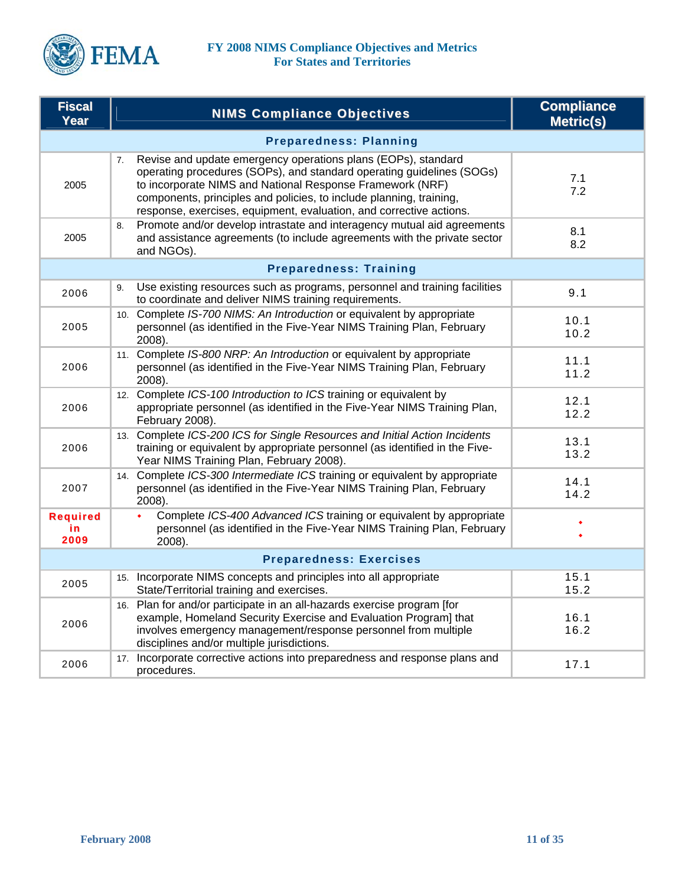| Fiscal Year | NIMS Compliance Objectives | Compliance Metric(s) |
|---|---|---|
| **Preparedness: Planning** | | |
| 2005 | 7. Revise and update emergency operations plans (EOPs), standard operating procedures (SOPs), and standard operating guidelines (SOGs) to incorporate NIMS and National Response Framework (NRF) components, principles and policies, to include planning, training, response, exercises, equipment, evaluation, and corrective actions. | 7.1<br>7.2 |
| 2005 | 8. Promote and/or develop intrastate and interagency mutual aid agreements and assistance agreements (to include agreements with the private sector and NGOs). | 8.1<br>8.2 |
| **Preparedness: Training** | | |
| 2006 | 9. Use existing resources such as programs, personnel and training facilities to coordinate and deliver NIMS training requirements. | 9.1 |
| 2005 | 10. Complete *IS-700 NIMS: An Introduction* or equivalent by appropriate personnel (as identified in the Five-Year NIMS Training Plan, February 2008). | 10.1<br>10.2 |
| 2006 | 11. Complete *IS-800 NRP: An Introduction* or equivalent by appropriate personnel (as identified in the Five-Year NIMS Training Plan, February 2008). | 11.1<br>11.2 |
| 2006 | 12. Complete *ICS-100 Introduction to ICS* training or equivalent by appropriate personnel (as identified in the Five-Year NIMS Training Plan, February 2008). | 12.1<br>12.2 |
| 2006 | 13. Complete *ICS-200 ICS for Single Resources and Initial Action Incidents* training or equivalent by appropriate personnel (as identified in the Five-Year NIMS Training Plan, February 2008). | 13.1<br>13.2 |
| 2007 | 14. Complete *ICS-300 Intermediate ICS* training or equivalent by appropriate personnel (as identified in the Five-Year NIMS Training Plan, February 2008). | 14.1<br>14.2 |
| **Required in 2009** | • Complete *ICS-400 Advanced ICS* training or equivalent by appropriate personnel (as identified in the Five-Year NIMS Training Plan, February 2008). | •<br>• |
| **Preparedness: Exercises** | | |
| 2005 | 15. Incorporate NIMS concepts and principles into all appropriate State/Territorial training and exercises. | 15.1<br>15.2 |
| 2006 | 16. Plan for and/or participate in an all-hazards exercise program [for example, Homeland Security Exercise and Evaluation Program] that involves emergency management/response personnel from multiple disciplines and/or multiple jurisdictions. | 16.1<br>16.2 |
| 2006 | 17. Incorporate corrective actions into preparedness and response plans and procedures. | 17.1 |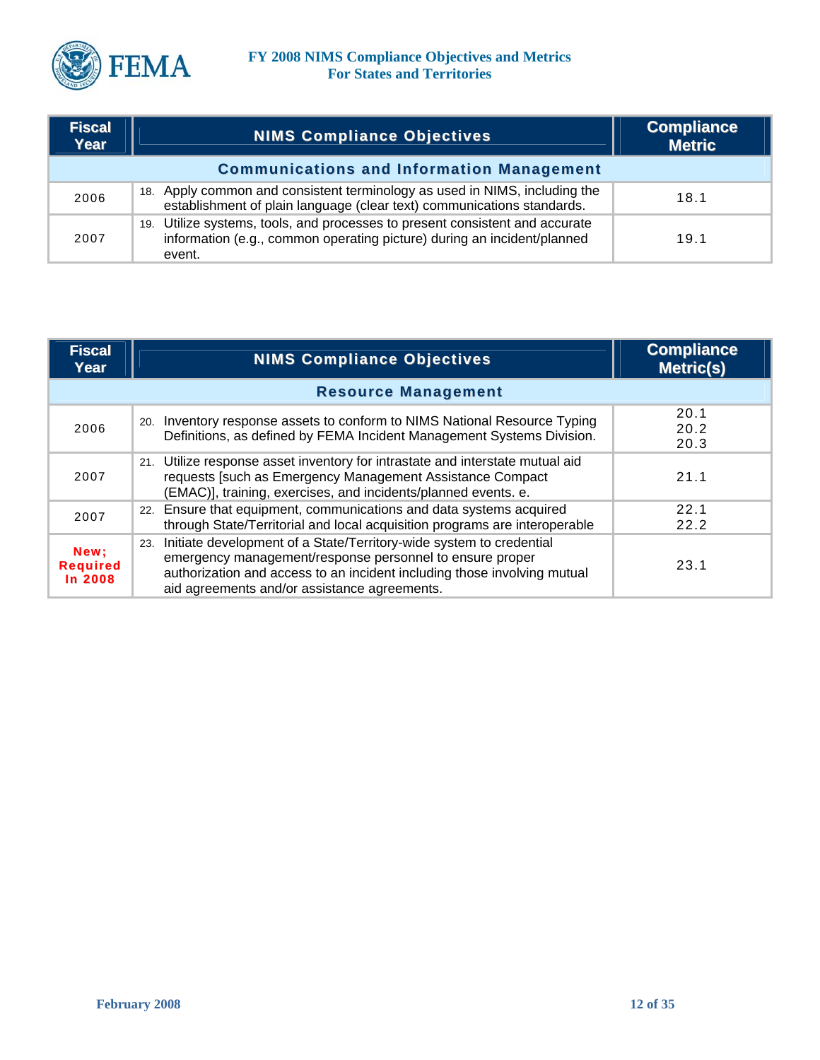| Fiscal Year | NIMS Compliance Objectives | Compliance Metric |
|---|---|---|
| | **Communications and Information Management** | |
| 2006 | 18. Apply common and consistent terminology as used in NIMS, including the establishment of plain language (clear text) communications standards. | 18.1 |
| 2007 | 19. Utilize systems, tools, and processes to present consistent and accurate information (e.g., common operating picture) during an incident/planned event. | 19.1 |

| Fiscal Year | NIMS Compliance Objectives | Compliance Metric(s) |
|---|---|---|
| | **Resource Management** | |
| 2006 | 20. Inventory response assets to conform to NIMS National Resource Typing Definitions, as defined by FEMA Incident Management Systems Division. | 20.1<br>20.2<br>20.3 |
| 2007 | 21. Utilize response asset inventory for intrastate and interstate mutual aid requests [such as Emergency Management Assistance Compact (EMAC)], training, exercises, and incidents/planned events. e. | 21.1 |
| 2007 | 22. Ensure that equipment, communications and data systems acquired through State/Territorial and local acquisition programs are interoperable | 22.1<br>22.2 |
| **New; Required In 2008** | 23. Initiate development of a State/Territory-wide system to credential emergency management/response personnel to ensure proper authorization and access to an incident including those involving mutual aid agreements and/or assistance agreements. | 23.1 |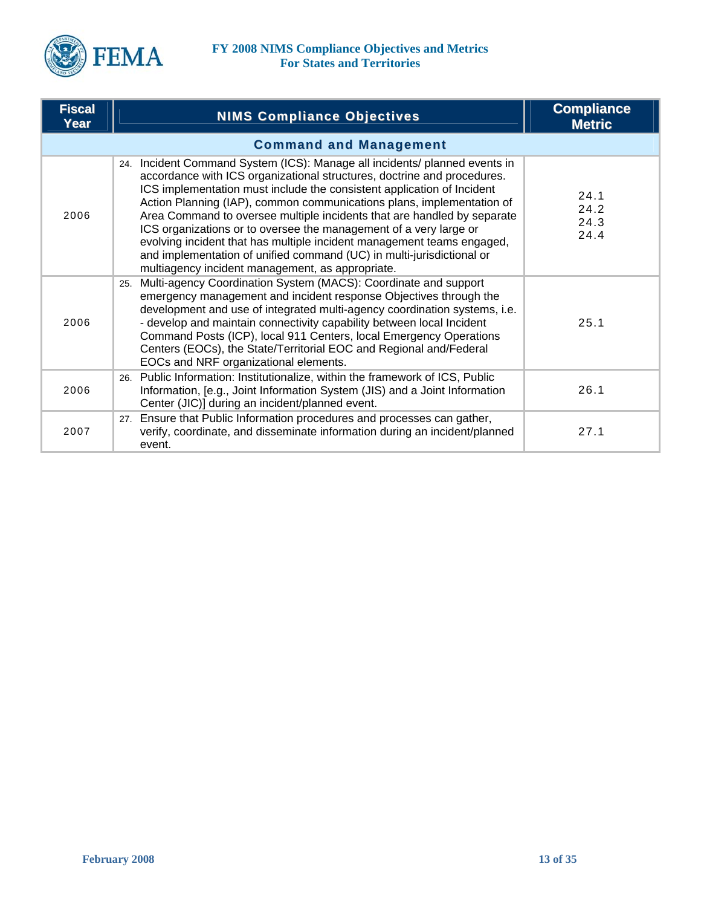| Fiscal Year | NIMS Compliance Objectives | Compliance Metric |
|---|---|---|
| | **Command and Management** | |
| 2006 | 24. Incident Command System (ICS): Manage all incidents/ planned events in accordance with ICS organizational structures, doctrine and procedures. ICS implementation must include the consistent application of Incident Action Planning (IAP), common communications plans, implementation of Area Command to oversee multiple incidents that are handled by separate ICS organizations or to oversee the management of a very large or evolving incident that has multiple incident management teams engaged, and implementation of unified command (UC) in multi-jurisdictional or multiagency incident management, as appropriate. | 24.1<br>24.2<br>24.3<br>24.4 |
| 2006 | 25. Multi-agency Coordination System (MACS): Coordinate and support emergency management and incident response Objectives through the development and use of integrated multi-agency coordination systems, i.e. - develop and maintain connectivity capability between local Incident Command Posts (ICP), local 911 Centers, local Emergency Operations Centers (EOCs), the State/Territorial EOC and Regional and/Federal EOCs and NRF organizational elements. | 25.1 |
| 2006 | 26. Public Information: Institutionalize, within the framework of ICS, Public Information, [e.g., Joint Information System (JIS) and a Joint Information Center (JIC)] during an incident/planned event. | 26.1 |
| 2007 | 27. Ensure that Public Information procedures and processes can gather, verify, coordinate, and disseminate information during an incident/planned event. | 27.1 |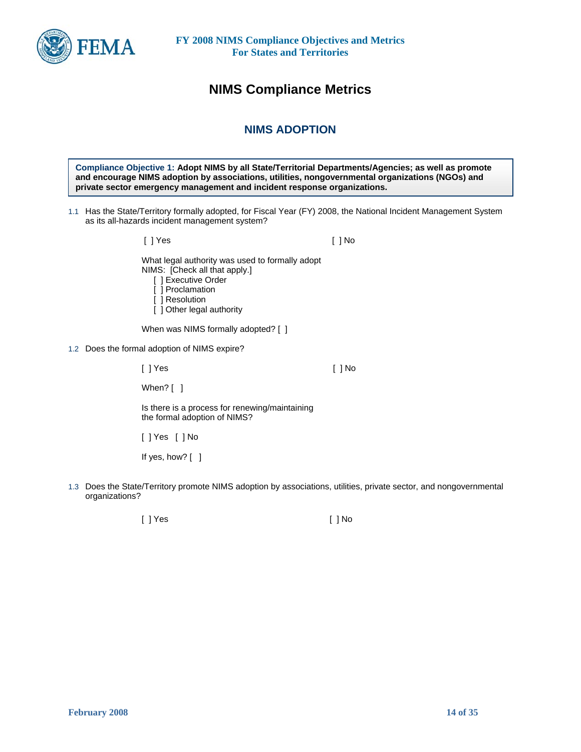# NIMS Compliance Metrics

## NIMS ADOPTION

**Compliance Objective 1: Adopt NIMS by all State/Territorial Departments/Agencies; as well as promote and encourage NIMS adoption by associations, utilities, nongovernmental organizations (NGOs) and private sector emergency management and incident response organizations.**

1.1 Has the State/Territory formally adopted, for Fiscal Year (FY) 2008, the National Incident Management System as its all-hazards incident management system?

[ ] Yes [ ] No

What legal authority was used to formally adopt NIMS: [Check all that apply.]

- [ ] Executive Order
- [ ] Proclamation
- [ ] Resolution
- [ ] Other legal authority

When was NIMS formally adopted? [ ]

1.2 Does the formal adoption of NIMS expire?

[ ] Yes [ ] No

When? [ ]

Is there is a process for renewing/maintaining the formal adoption of NIMS?

[ ] Yes [ ] No

If yes, how? [ ]

1.3 Does the State/Territory promote NIMS adoption by associations, utilities, private sector, and nongovernmental organizations?

[ ] Yes [ ] No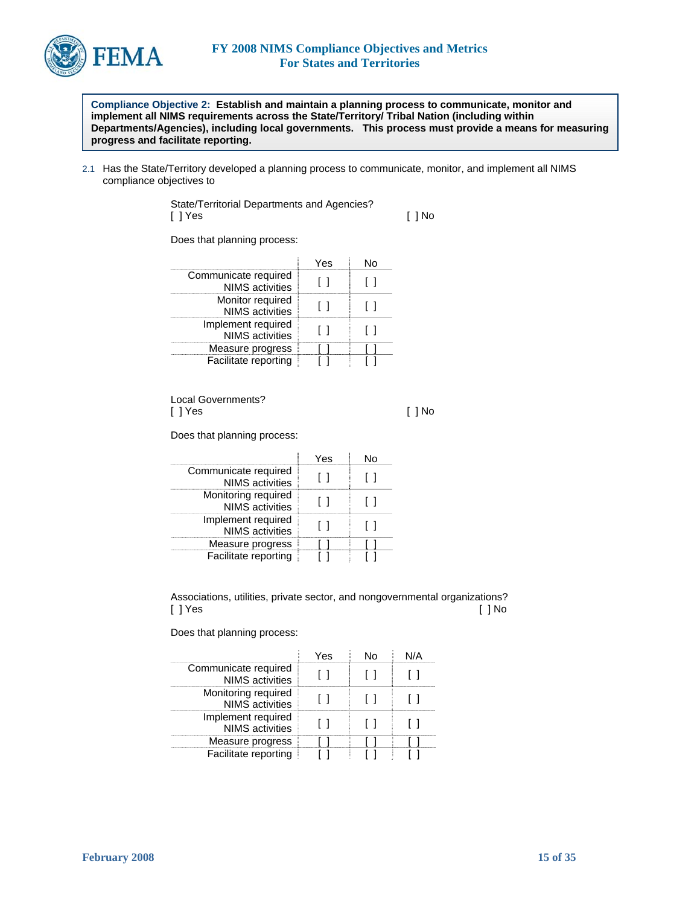**Compliance Objective 2: Establish and maintain a planning process to communicate, monitor and implement all NIMS requirements across the State/Territory/ Tribal Nation (including within Departments/Agencies), including local governments. This process must provide a means for measuring progress and facilitate reporting.**

2.1 Has the State/Territory developed a planning process to communicate, monitor, and implement all NIMS compliance objectives to

State/Territorial Departments and Agencies?
[ ] Yes [ ] No

Does that planning process:

| | Yes | No |
|---|---|---|
| Communicate required NIMS activities | [ ] | [ ] |
| Monitor required NIMS activities | [ ] | [ ] |
| Implement required NIMS activities | [ ] | [ ] |
| Measure progress | [ ] | [ ] |
| Facilitate reporting | [ ] | [ ] |

Local Governments?
[ ] Yes [ ] No

Does that planning process:

| | Yes | No |
|---|---|---|
| Communicate required NIMS activities | [ ] | [ ] |
| Monitoring required NIMS activities | [ ] | [ ] |
| Implement required NIMS activities | [ ] | [ ] |
| Measure progress | [ ] | [ ] |
| Facilitate reporting | [ ] | [ ] |

Associations, utilities, private sector, and nongovernmental organizations?
[ ] Yes [ ] No

Does that planning process:

| | Yes | No | N/A |
|---|---|---|---|
| Communicate required NIMS activities | [ ] | [ ] | [ ] |
| Monitoring required NIMS activities | [ ] | [ ] | [ ] |
| Implement required NIMS activities | [ ] | [ ] | [ ] |
| Measure progress | [ ] | [ ] | [ ] |
| Facilitate reporting | [ ] | [ ] | [ ] |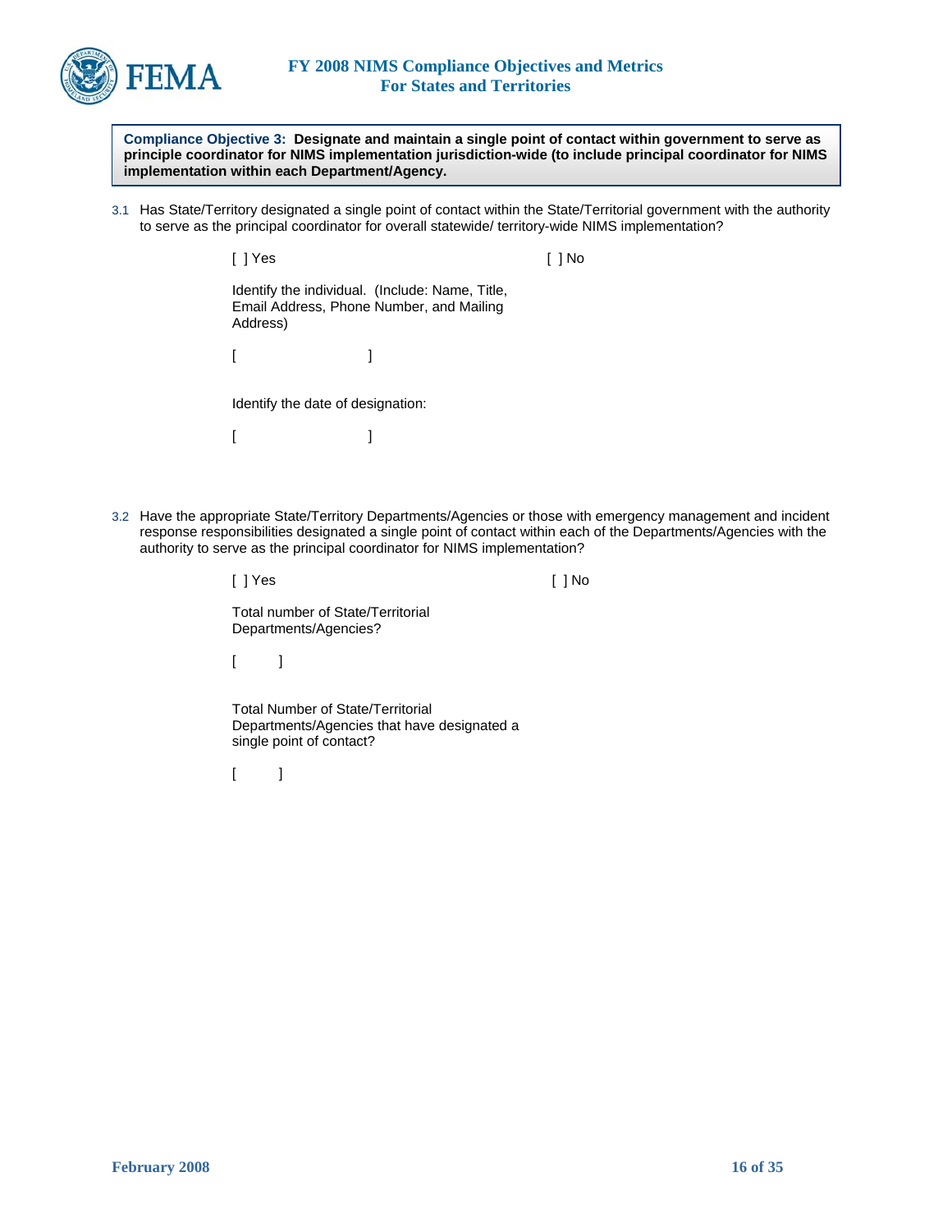**Compliance Objective 3: Designate and maintain a single point of contact within government to serve as principle coordinator for NIMS implementation jurisdiction-wide (to include principal coordinator for NIMS implementation within each Department/Agency.**

3.1 Has State/Territory designated a single point of contact within the State/Territorial government with the authority to serve as the principal coordinator for overall statewide/ territory-wide NIMS implementation?

[ ] Yes [ ] No

Identify the individual. (Include: Name, Title, Email Address, Phone Number, and Mailing Address)

[ ]

Identify the date of designation:

[ ]

3.2 Have the appropriate State/Territory Departments/Agencies or those with emergency management and incident response responsibilities designated a single point of contact within each of the Departments/Agencies with the authority to serve as the principal coordinator for NIMS implementation?

[ ] Yes [ ] No

Total number of State/Territorial Departments/Agencies?

[ ]

Total Number of State/Territorial Departments/Agencies that have designated a single point of contact?

[ ]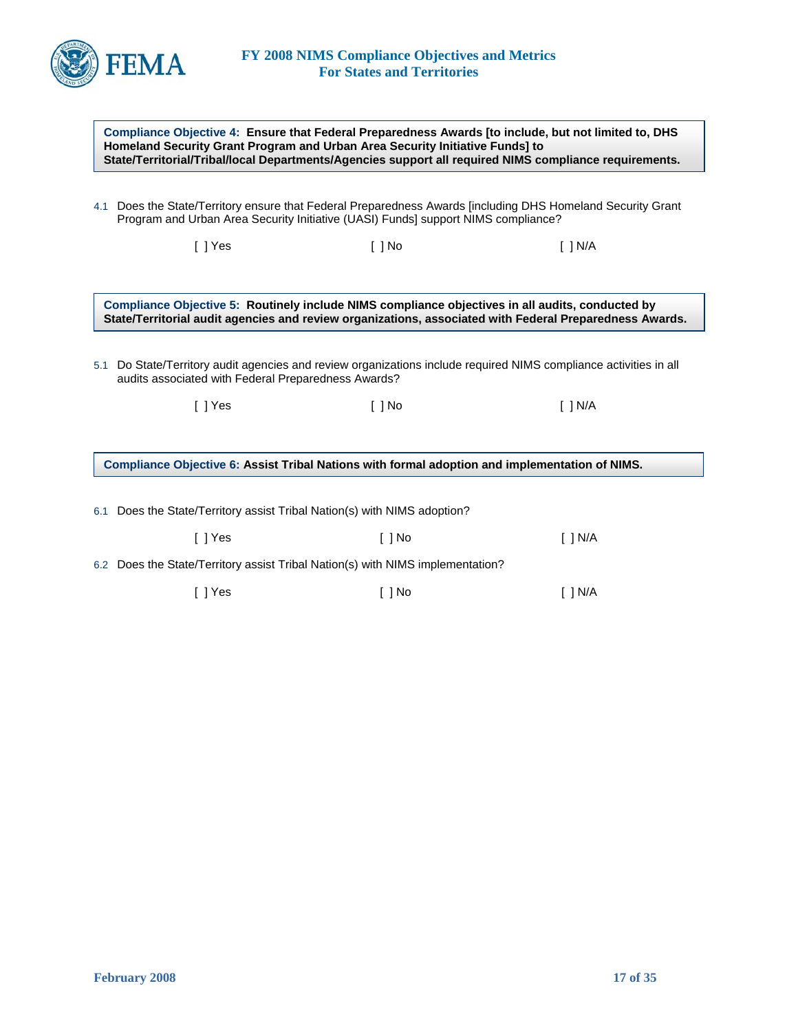**Compliance Objective 4: Ensure that Federal Preparedness Awards [to include, but not limited to, DHS Homeland Security Grant Program and Urban Area Security Initiative Funds] to State/Territorial/Tribal/local Departments/Agencies support all required NIMS compliance requirements.**

4.1 Does the State/Territory ensure that Federal Preparedness Awards [including DHS Homeland Security Grant Program and Urban Area Security Initiative (UASI) Funds] support NIMS compliance?

[ ] Yes     [ ] No     [ ] N/A

**Compliance Objective 5: Routinely include NIMS compliance objectives in all audits, conducted by State/Territorial audit agencies and review organizations, associated with Federal Preparedness Awards.**

5.1 Do State/Territory audit agencies and review organizations include required NIMS compliance activities in all audits associated with Federal Preparedness Awards?

[ ] Yes     [ ] No     [ ] N/A

**Compliance Objective 6: Assist Tribal Nations with formal adoption and implementation of NIMS.**

6.1 Does the State/Territory assist Tribal Nation(s) with NIMS adoption?

[ ] Yes     [ ] No     [ ] N/A

6.2 Does the State/Territory assist Tribal Nation(s) with NIMS implementation?

[ ] Yes     [ ] No     [ ] N/A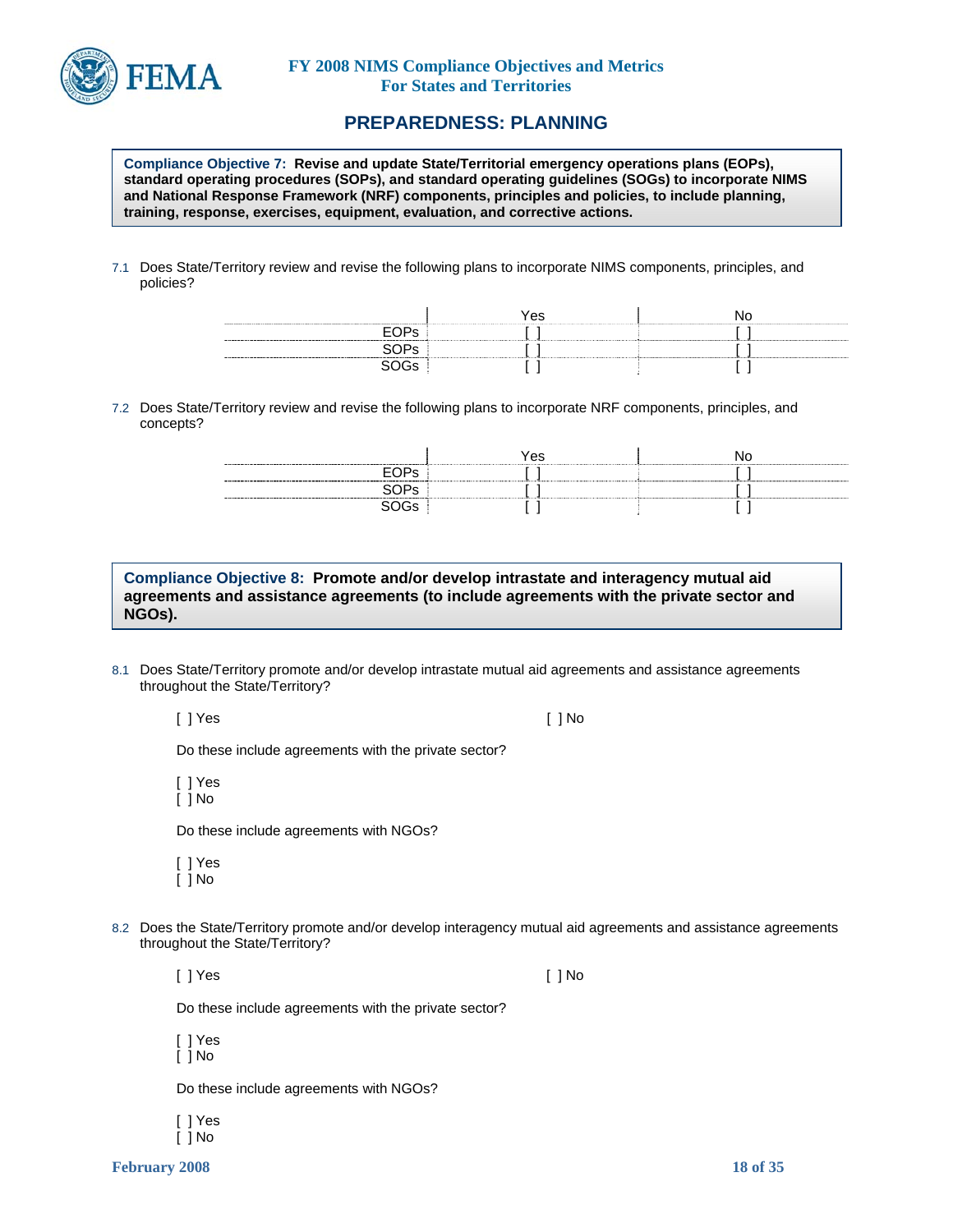## PREPAREDNESS: PLANNING

**Compliance Objective 7: Revise and update State/Territorial emergency operations plans (EOPs), standard operating procedures (SOPs), and standard operating guidelines (SOGs) to incorporate NIMS and National Response Framework (NRF) components, principles and policies, to include planning, training, response, exercises, equipment, evaluation, and corrective actions.**

7.1 Does State/Territory review and revise the following plans to incorporate NIMS components, principles, and policies?

| | Yes | No |
|---|---|---|
| EOPs | [ ] | [ ] |
| SOPs | [ ] | [ ] |
| SOGs | [ ] | [ ] |

7.2 Does State/Territory review and revise the following plans to incorporate NRF components, principles, and concepts?

| | Yes | No |
|---|---|---|
| EOPs | [ ] | [ ] |
| SOPs | [ ] | [ ] |
| SOGs | [ ] | [ ] |

**Compliance Objective 8: Promote and/or develop intrastate and interagency mutual aid agreements and assistance agreements (to include agreements with the private sector and NGOs).**

8.1 Does State/Territory promote and/or develop intrastate mutual aid agreements and assistance agreements throughout the State/Territory?

[ ] Yes [ ] No

Do these include agreements with the private sector?

[ ] Yes
[ ] No

Do these include agreements with NGOs?

[ ] Yes
[ ] No

8.2 Does the State/Territory promote and/or develop interagency mutual aid agreements and assistance agreements throughout the State/Territory?

[ ] Yes [ ] No

Do these include agreements with the private sector?

[ ] Yes
[ ] No

Do these include agreements with NGOs?

[ ] Yes
[ ] No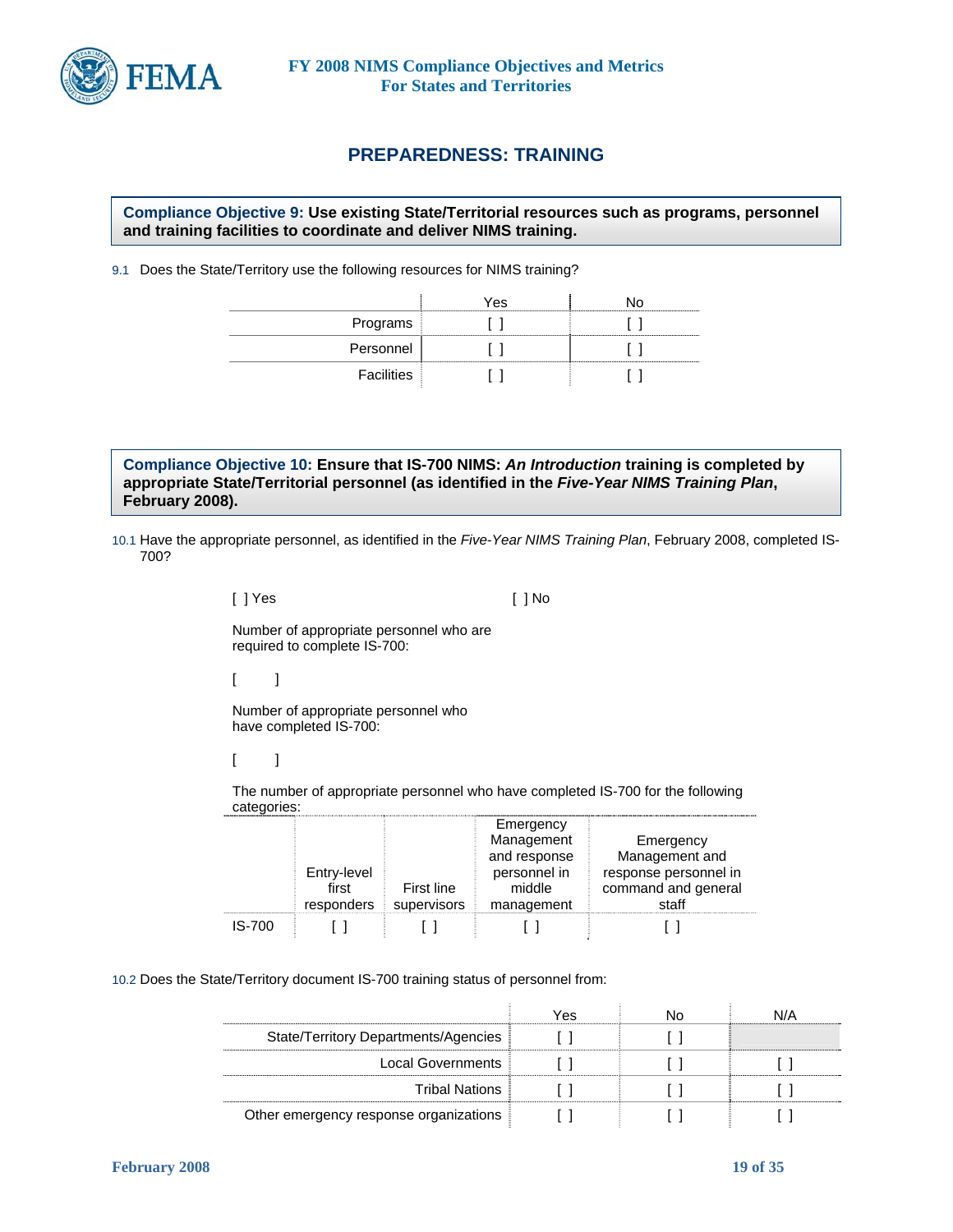## PREPAREDNESS: TRAINING

**Compliance Objective 9: Use existing State/Territorial resources such as programs, personnel and training facilities to coordinate and deliver NIMS training.**

9.1 Does the State/Territory use the following resources for NIMS training?

| | Yes | No |
|---|---|---|
| Programs | [ ] | [ ] |
| Personnel | [ ] | [ ] |
| Facilities | [ ] | [ ] |

**Compliance Objective 10: Ensure that IS-700 NIMS: *An Introduction* training is completed by appropriate State/Territorial personnel (as identified in the *Five-Year NIMS Training Plan*, February 2008).**

10.1 Have the appropriate personnel, as identified in the *Five-Year NIMS Training Plan*, February 2008, completed IS-700?

[ ] Yes [ ] No

Number of appropriate personnel who are required to complete IS-700:

[ ]

Number of appropriate personnel who have completed IS-700:

[ ]

The number of appropriate personnel who have completed IS-700 for the following categories:

| | Entry-level first responders | First line supervisors | Emergency Management and response personnel in middle management | Emergency Management and response personnel in command and general staff |
|---|---|---|---|---|
| IS-700 | [ ] | [ ] | [ ] | [ ] |

10.2 Does the State/Territory document IS-700 training status of personnel from:

| | Yes | No | N/A |
|---|---|---|---|
| State/Territory Departments/Agencies | [ ] | [ ] | |
| Local Governments | [ ] | [ ] | [ ] |
| Tribal Nations | [ ] | [ ] | [ ] |
| Other emergency response organizations | [ ] | [ ] | [ ] |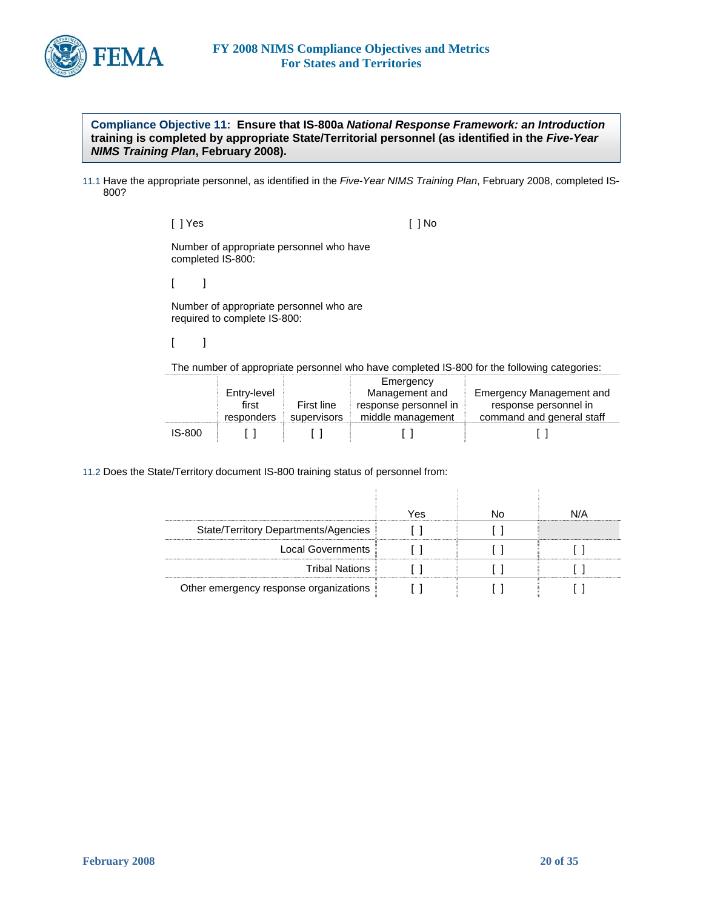**Compliance Objective 11: Ensure that IS-800a *National Response Framework: an Introduction* training is completed by appropriate State/Territorial personnel (as identified in the *Five-Year NIMS Training Plan*, February 2008).**

11.1 Have the appropriate personnel, as identified in the *Five-Year NIMS Training Plan*, February 2008, completed IS-800?

[ ] Yes [ ] No

Number of appropriate personnel who have completed IS-800:

[ ]

Number of appropriate personnel who are required to complete IS-800:

[ ]

The number of appropriate personnel who have completed IS-800 for the following categories:

| | Entry-level first responders | First line supervisors | Emergency Management and response personnel in middle management | Emergency Management and response personnel in command and general staff |
|---|---|---|---|---|
| IS-800 | [ ] | [ ] | [ ] | [ ] |

11.2 Does the State/Territory document IS-800 training status of personnel from:

| | Yes | No | N/A |
|---|---|---|---|
| State/Territory Departments/Agencies | [ ] | [ ] | |
| Local Governments | [ ] | [ ] | [ ] |
| Tribal Nations | [ ] | [ ] | [ ] |
| Other emergency response organizations | [ ] | [ ] | [ ] |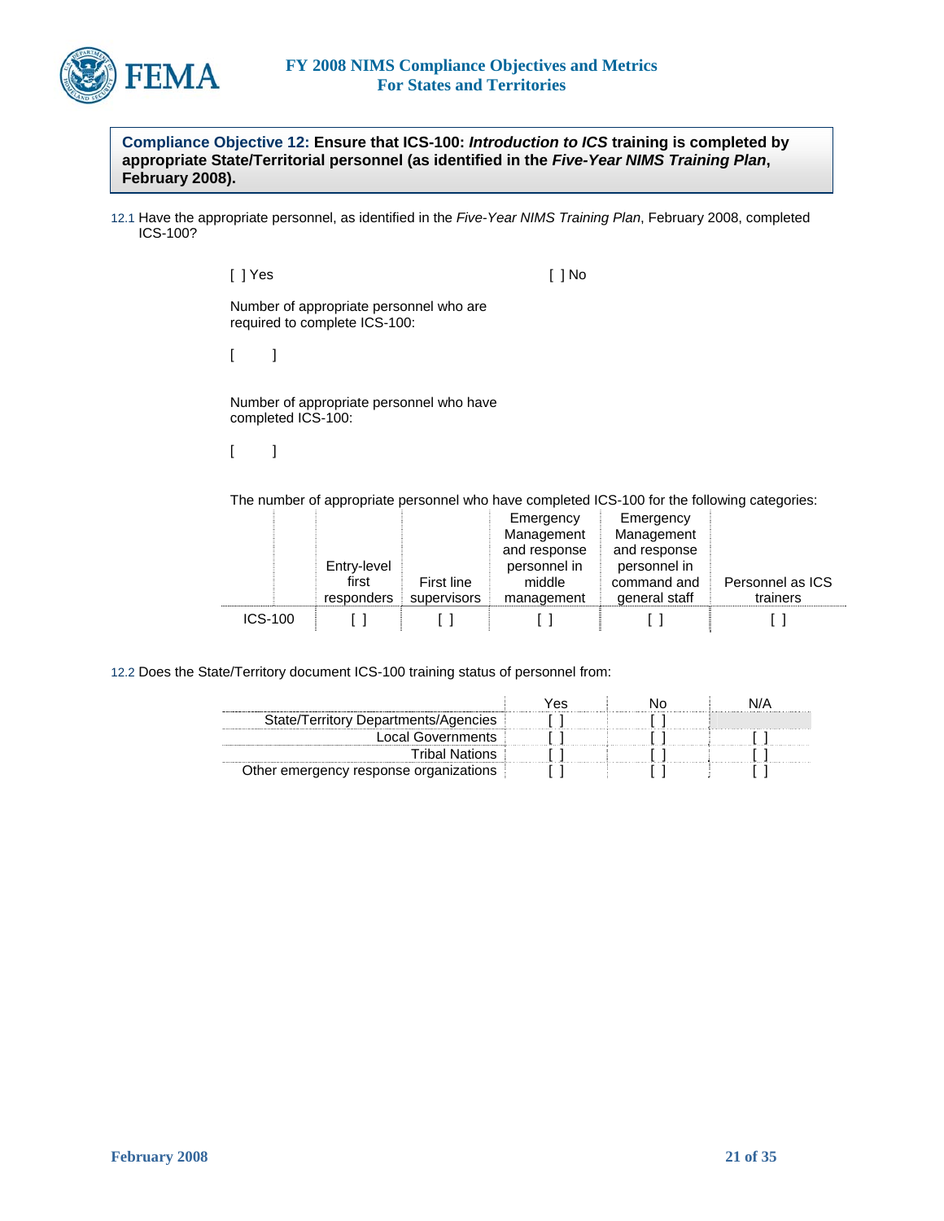**Compliance Objective 12: Ensure that ICS-100: *Introduction to ICS* training is completed by appropriate State/Territorial personnel (as identified in the *Five-Year NIMS Training Plan*, February 2008).**

12.1 Have the appropriate personnel, as identified in the *Five-Year NIMS Training Plan*, February 2008, completed ICS-100?

[ ] Yes [ ] No

Number of appropriate personnel who are required to complete ICS-100:

[ ]

Number of appropriate personnel who have completed ICS-100:

[ ]

The number of appropriate personnel who have completed ICS-100 for the following categories:

| | Entry-level first responders | First line supervisors | Emergency Management and response personnel in middle management | Emergency Management and response personnel in command and general staff | Personnel as ICS trainers |
|---|---|---|---|---|---|
| ICS-100 | [ ] | [ ] | [ ] | [ ] | [ ] |

12.2 Does the State/Territory document ICS-100 training status of personnel from:

| | Yes | No | N/A |
|---|---|---|---|
| State/Territory Departments/Agencies | [ ] | [ ] | |
| Local Governments | [ ] | [ ] | [ ] |
| Tribal Nations | [ ] | [ ] | [ ] |
| Other emergency response organizations | [ ] | [ ] | [ ] |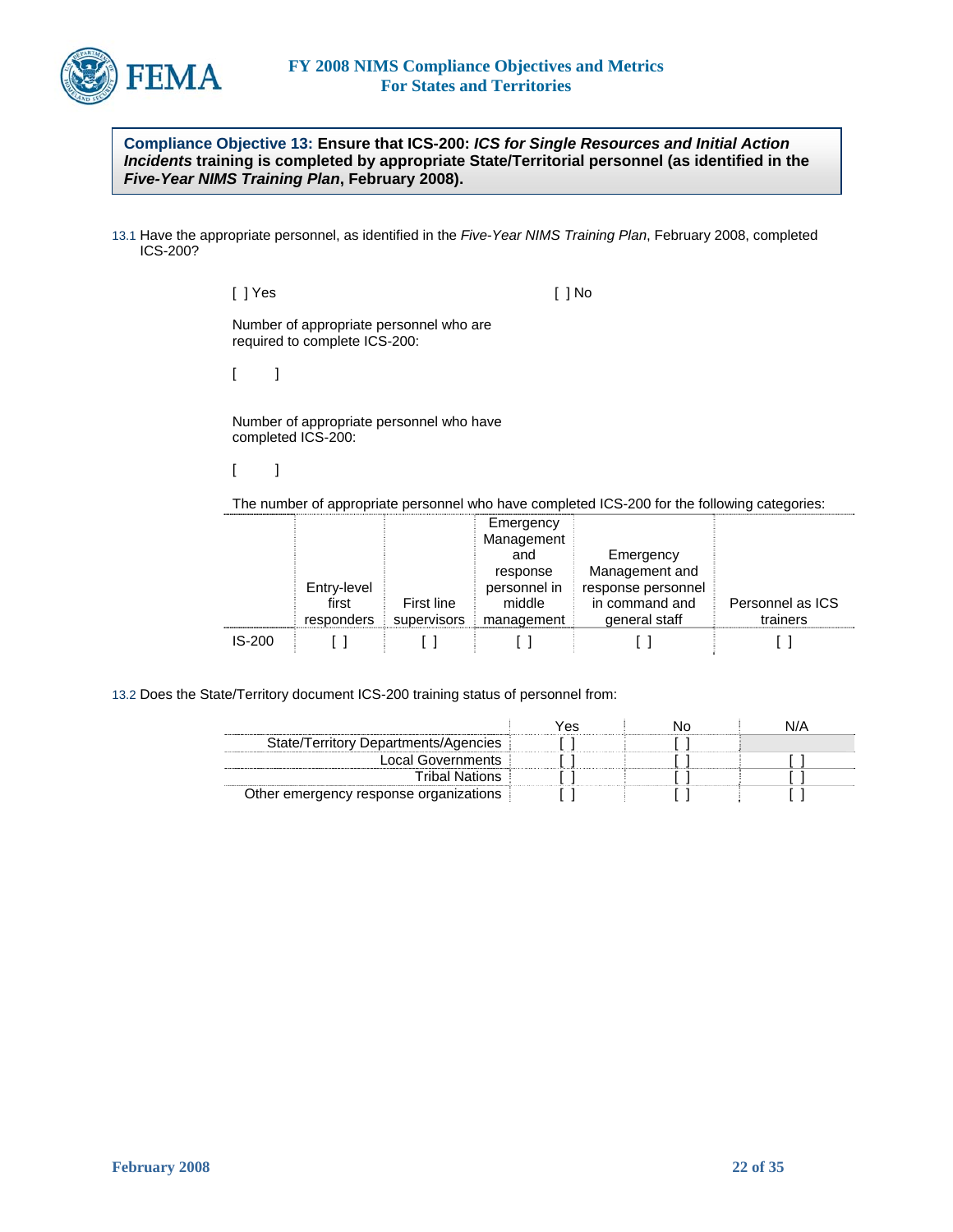**Compliance Objective 13: Ensure that ICS-200: *ICS for Single Resources and Initial Action Incidents* training is completed by appropriate State/Territorial personnel (as identified in the *Five-Year NIMS Training Plan*, February 2008).**

13.1 Have the appropriate personnel, as identified in the *Five-Year NIMS Training Plan*, February 2008, completed ICS-200?

[ ] Yes    [ ] No

Number of appropriate personnel who are required to complete ICS-200:

[ ]

Number of appropriate personnel who have completed ICS-200:

[ ]

The number of appropriate personnel who have completed ICS-200 for the following categories:

| | Entry-level first responders | First line supervisors | Emergency Management and response personnel in middle management | Emergency Management and response personnel in command and general staff | Personnel as ICS trainers |
|---|---|---|---|---|---|
| IS-200 | [ ] | [ ] | [ ] | [ ] | [ ] |

13.2 Does the State/Territory document ICS-200 training status of personnel from:

| | Yes | No | N/A |
|---|---|---|---|
| State/Territory Departments/Agencies | [ ] | [ ] | |
| Local Governments | [ ] | [ ] | [ ] |
| Tribal Nations | [ ] | [ ] | [ ] |
| Other emergency response organizations | [ ] | [ ] | [ ] |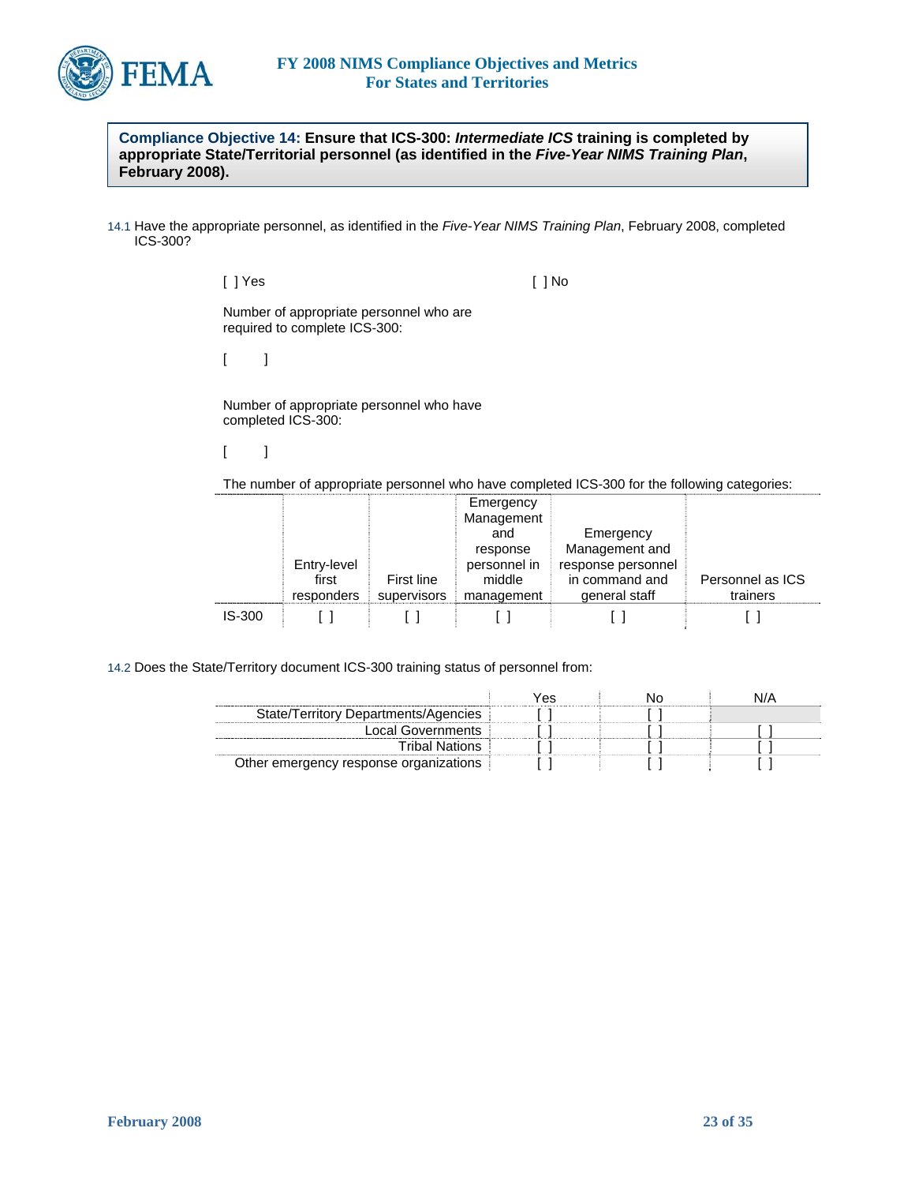**Compliance Objective 14: Ensure that ICS-300: *Intermediate ICS* training is completed by appropriate State/Territorial personnel (as identified in the *Five-Year NIMS Training Plan*, February 2008).**

14.1 Have the appropriate personnel, as identified in the *Five-Year NIMS Training Plan*, February 2008, completed ICS-300?

[ ] Yes [ ] No

Number of appropriate personnel who are required to complete ICS-300:

[ ]

Number of appropriate personnel who have completed ICS-300:

[ ]

The number of appropriate personnel who have completed ICS-300 for the following categories:

| | Entry-level first responders | First line supervisors | Emergency Management and response personnel in middle management | Emergency Management and response personnel in command and general staff | Personnel as ICS trainers |
|---|---|---|---|---|---|
| IS-300 | [ ] | [ ] | [ ] | [ ] | [ ] |

14.2 Does the State/Territory document ICS-300 training status of personnel from:

| | Yes | No | N/A |
|---|---|---|---|
| State/Territory Departments/Agencies | [ ] | [ ] | |
| Local Governments | [ ] | [ ] | [ ] |
| Tribal Nations | [ ] | [ ] | [ ] |
| Other emergency response organizations | [ ] | [ ] | [ ] |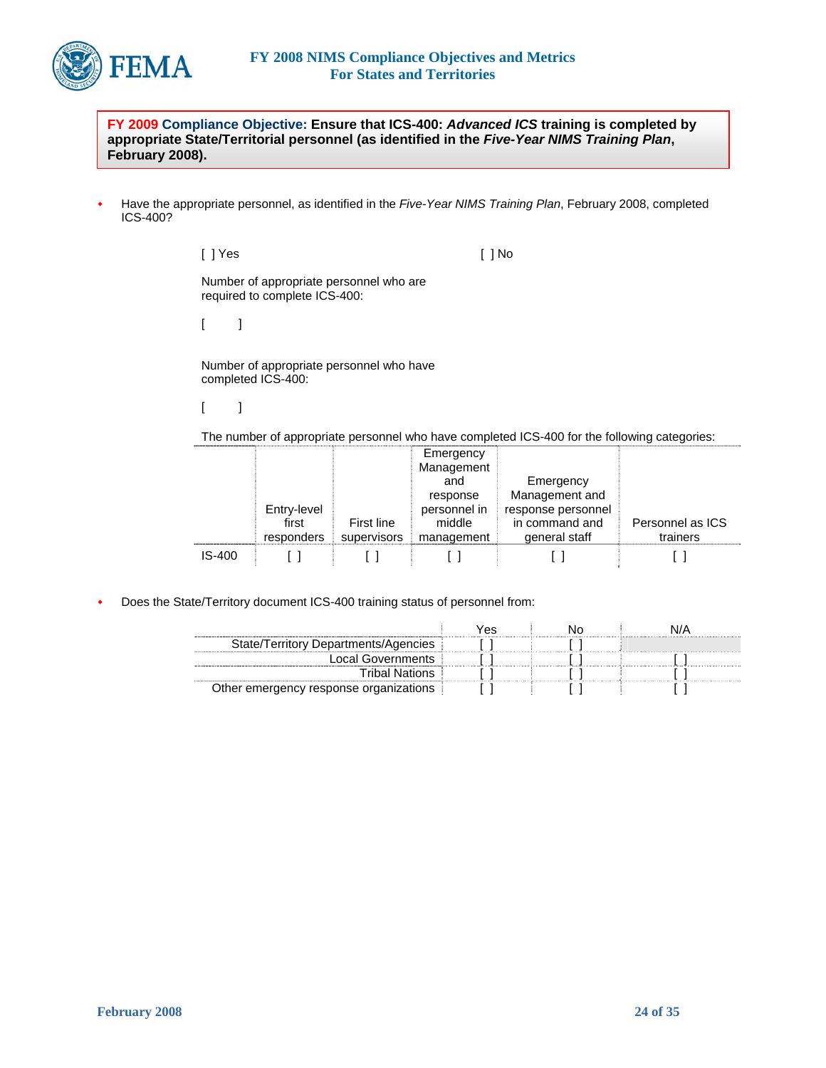**FY 2009 Compliance Objective: Ensure that ICS-400: *Advanced ICS* training is completed by appropriate State/Territorial personnel (as identified in the *Five-Year NIMS Training Plan*, February 2008).**

- Have the appropriate personnel, as identified in the *Five-Year NIMS Training Plan*, February 2008, completed ICS-400?

  [ ] Yes [ ] No

  Number of appropriate personnel who are required to complete ICS-400:

  [ ]

  Number of appropriate personnel who have completed ICS-400:

  [ ]

  The number of appropriate personnel who have completed ICS-400 for the following categories:

| | Entry-level first responders | First line supervisors | Emergency Management and response personnel in middle management | Emergency Management and response personnel in command and general staff | Personnel as ICS trainers |
|---|---|---|---|---|---|
| IS-400 | [ ] | [ ] | [ ] | [ ] | [ ] |

- Does the State/Territory document ICS-400 training status of personnel from:

| | Yes | No | N/A |
|---|---|---|---|
| State/Territory Departments/Agencies | [ ] | [ ] | |
| Local Governments | [ ] | [ ] | [ ] |
| Tribal Nations | [ ] | [ ] | [ ] |
| Other emergency response organizations | [ ] | [ ] | [ ] |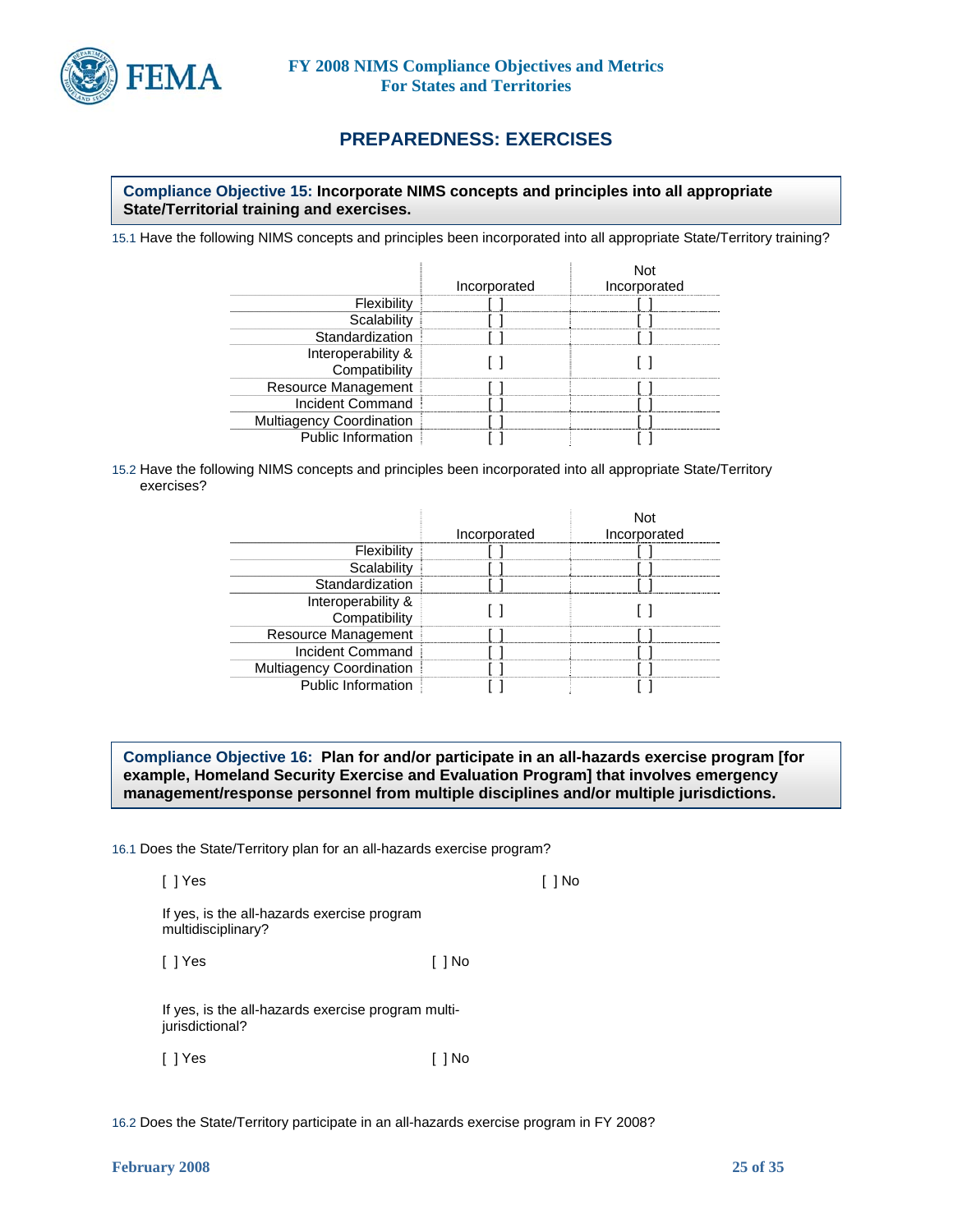## PREPAREDNESS: EXERCISES

**Compliance Objective 15: Incorporate NIMS concepts and principles into all appropriate State/Territorial training and exercises.**

15.1 Have the following NIMS concepts and principles been incorporated into all appropriate State/Territory training?

| | Incorporated | Not Incorporated |
|---|---|---|
| Flexibility | [ ] | [ ] |
| Scalability | [ ] | [ ] |
| Standardization | [ ] | [ ] |
| Interoperability & Compatibility | [ ] | [ ] |
| Resource Management | [ ] | [ ] |
| Incident Command | [ ] | [ ] |
| Multiagency Coordination | [ ] | [ ] |
| Public Information | [ ] | [ ] |

15.2 Have the following NIMS concepts and principles been incorporated into all appropriate State/Territory exercises?

| | Incorporated | Not Incorporated |
|---|---|---|
| Flexibility | [ ] | [ ] |
| Scalability | [ ] | [ ] |
| Standardization | [ ] | [ ] |
| Interoperability & Compatibility | [ ] | [ ] |
| Resource Management | [ ] | [ ] |
| Incident Command | [ ] | [ ] |
| Multiagency Coordination | [ ] | [ ] |
| Public Information | [ ] | [ ] |

**Compliance Objective 16: Plan for and/or participate in an all-hazards exercise program [for example, Homeland Security Exercise and Evaluation Program] that involves emergency management/response personnel from multiple disciplines and/or multiple jurisdictions.**

16.1 Does the State/Territory plan for an all-hazards exercise program?

[ ] Yes [ ] No

If yes, is the all-hazards exercise program multidisciplinary?

[ ] Yes [ ] No

If yes, is the all-hazards exercise program multi-jurisdictional?

[ ] Yes [ ] No

16.2 Does the State/Territory participate in an all-hazards exercise program in FY 2008?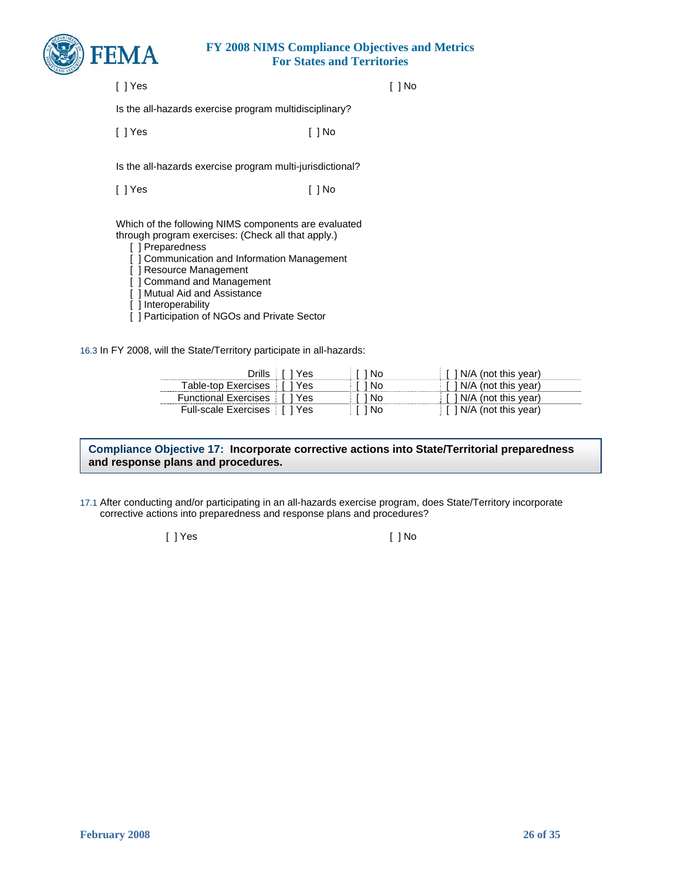[ ] Yes [ ] No

Is the all-hazards exercise program multidisciplinary?

[ ] Yes [ ] No

Is the all-hazards exercise program multi-jurisdictional?

[ ] Yes [ ] No

Which of the following NIMS components are evaluated through program exercises: (Check all that apply.)

- [ ] Preparedness
- [ ] Communication and Information Management
- [ ] Resource Management
- [ ] Command and Management
- [ ] Mutual Aid and Assistance
- [ ] Interoperability
- [ ] Participation of NGOs and Private Sector

16.3 In FY 2008, will the State/Territory participate in all-hazards:

| | | | |
|---|---|---|---|
| Drills | [ ] Yes | [ ] No | [ ] N/A (not this year) |
| Table-top Exercises | [ ] Yes | [ ] No | [ ] N/A (not this year) |
| Functional Exercises | [ ] Yes | [ ] No | [ ] N/A (not this year) |
| Full-scale Exercises | [ ] Yes | [ ] No | [ ] N/A (not this year) |

**Compliance Objective 17: Incorporate corrective actions into State/Territorial preparedness and response plans and procedures.**

17.1 After conducting and/or participating in an all-hazards exercise program, does State/Territory incorporate corrective actions into preparedness and response plans and procedures?

[ ] Yes [ ] No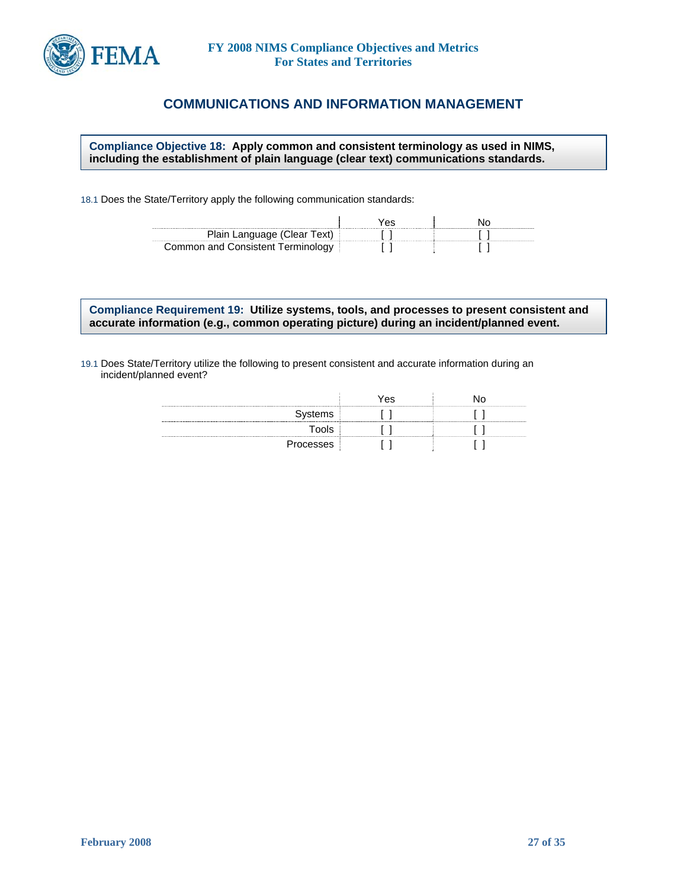## COMMUNICATIONS AND INFORMATION MANAGEMENT

**Compliance Objective 18: Apply common and consistent terminology as used in NIMS, including the establishment of plain language (clear text) communications standards.**

18.1 Does the State/Territory apply the following communication standards:

| | Yes | No |
|---|---|---|
| Plain Language (Clear Text) | [ ] | [ ] |
| Common and Consistent Terminology | [ ] | [ ] |

**Compliance Requirement 19: Utilize systems, tools, and processes to present consistent and accurate information (e.g., common operating picture) during an incident/planned event.**

19.1 Does State/Territory utilize the following to present consistent and accurate information during an incident/planned event?

| | Yes | No |
|---|---|---|
| Systems | [ ] | [ ] |
| Tools | [ ] | [ ] |
| Processes | [ ] | [ ] |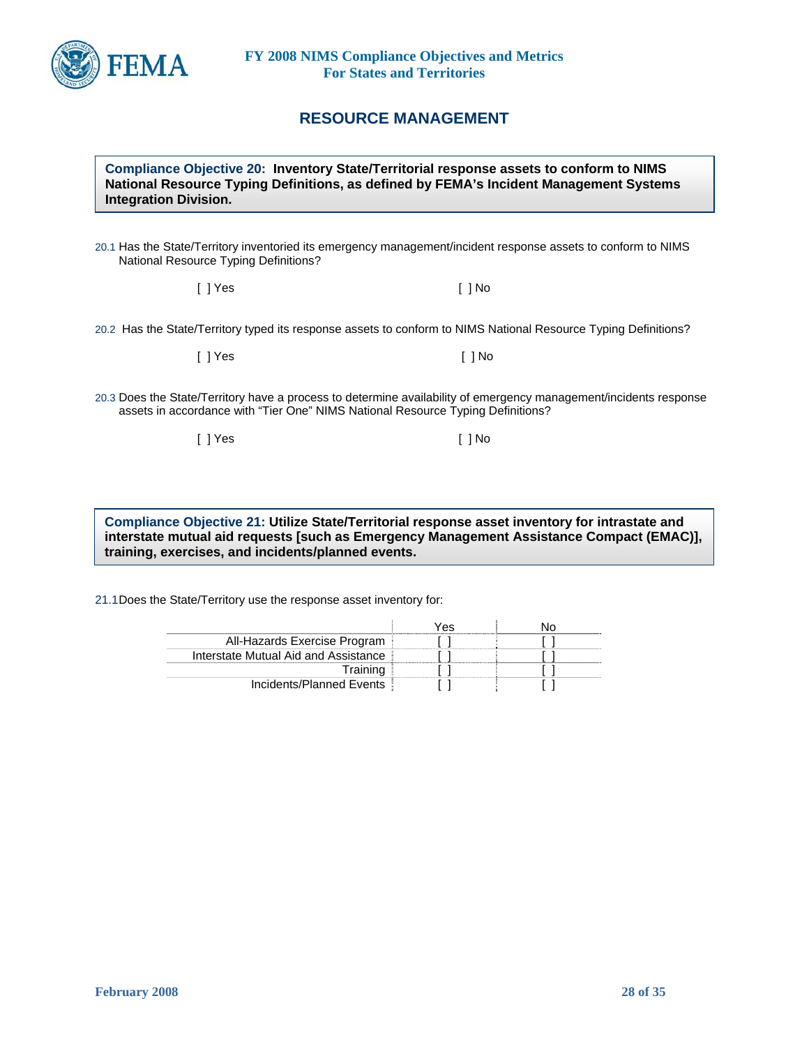## RESOURCE MANAGEMENT

**Compliance Objective 20: Inventory State/Territorial response assets to conform to NIMS National Resource Typing Definitions, as defined by FEMA's Incident Management Systems Integration Division.**

20.1 Has the State/Territory inventoried its emergency management/incident response assets to conform to NIMS National Resource Typing Definitions?

[ ] Yes [ ] No

20.2 Has the State/Territory typed its response assets to conform to NIMS National Resource Typing Definitions?

[ ] Yes [ ] No

20.3 Does the State/Territory have a process to determine availability of emergency management/incidents response assets in accordance with "Tier One" NIMS National Resource Typing Definitions?

[ ] Yes [ ] No

**Compliance Objective 21: Utilize State/Territorial response asset inventory for intrastate and interstate mutual aid requests [such as Emergency Management Assistance Compact (EMAC)], training, exercises, and incidents/planned events.**

21.1 Does the State/Territory use the response asset inventory for:

| | Yes | No |
|---|---|---|
| All-Hazards Exercise Program | [ ] | [ ] |
| Interstate Mutual Aid and Assistance | [ ] | [ ] |
| Training | [ ] | [ ] |
| Incidents/Planned Events | [ ] | [ ] |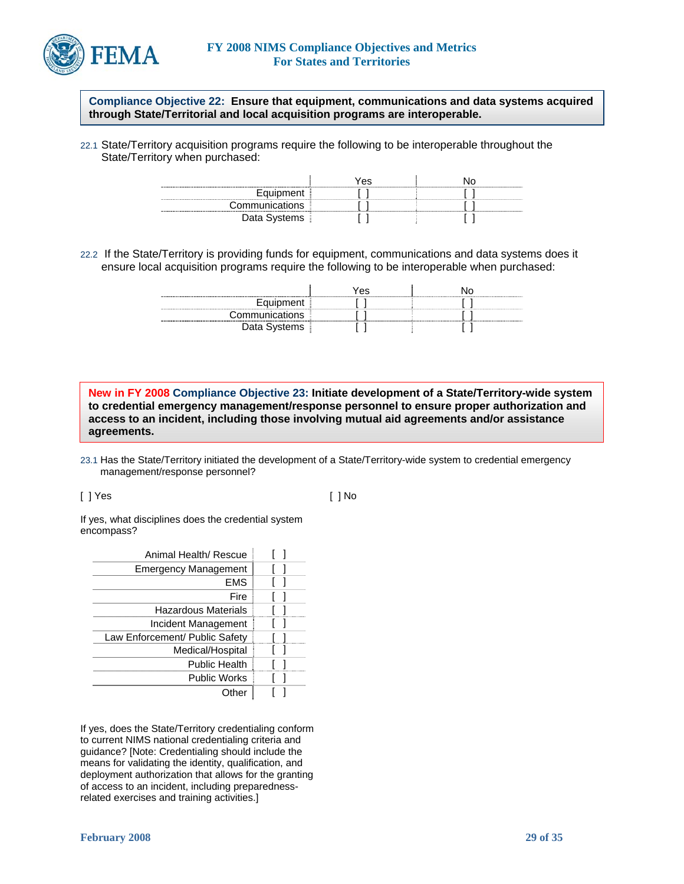**Compliance Objective 22: Ensure that equipment, communications and data systems acquired through State/Territorial and local acquisition programs are interoperable.**

22.1 State/Territory acquisition programs require the following to be interoperable throughout the State/Territory when purchased:

| | Yes | No |
|---|---|---|
| Equipment | [ ] | [ ] |
| Communications | [ ] | [ ] |
| Data Systems | [ ] | [ ] |

22.2 If the State/Territory is providing funds for equipment, communications and data systems does it ensure local acquisition programs require the following to be interoperable when purchased:

| | Yes | No |
|---|---|---|
| Equipment | [ ] | [ ] |
| Communications | [ ] | [ ] |
| Data Systems | [ ] | [ ] |

**New in FY 2008 Compliance Objective 23: Initiate development of a State/Territory-wide system to credential emergency management/response personnel to ensure proper authorization and access to an incident, including those involving mutual aid agreements and/or assistance agreements.**

23.1 Has the State/Territory initiated the development of a State/Territory-wide system to credential emergency management/response personnel?

[ ] Yes [ ] No

If yes, what disciplines does the credential system encompass?

| Discipline | |
|---|---|
| Animal Health/ Rescue | [ ] |
| Emergency Management | [ ] |
| EMS | [ ] |
| Fire | [ ] |
| Hazardous Materials | [ ] |
| Incident Management | [ ] |
| Law Enforcement/ Public Safety | [ ] |
| Medical/Hospital | [ ] |
| Public Health | [ ] |
| Public Works | [ ] |
| Other | [ ] |

If yes, does the State/Territory credentialing conform to current NIMS national credentialing criteria and guidance? [Note: Credentialing should include the means for validating the identity, qualification, and deployment authorization that allows for the granting of access to an incident, including preparedness-related exercises and training activities.]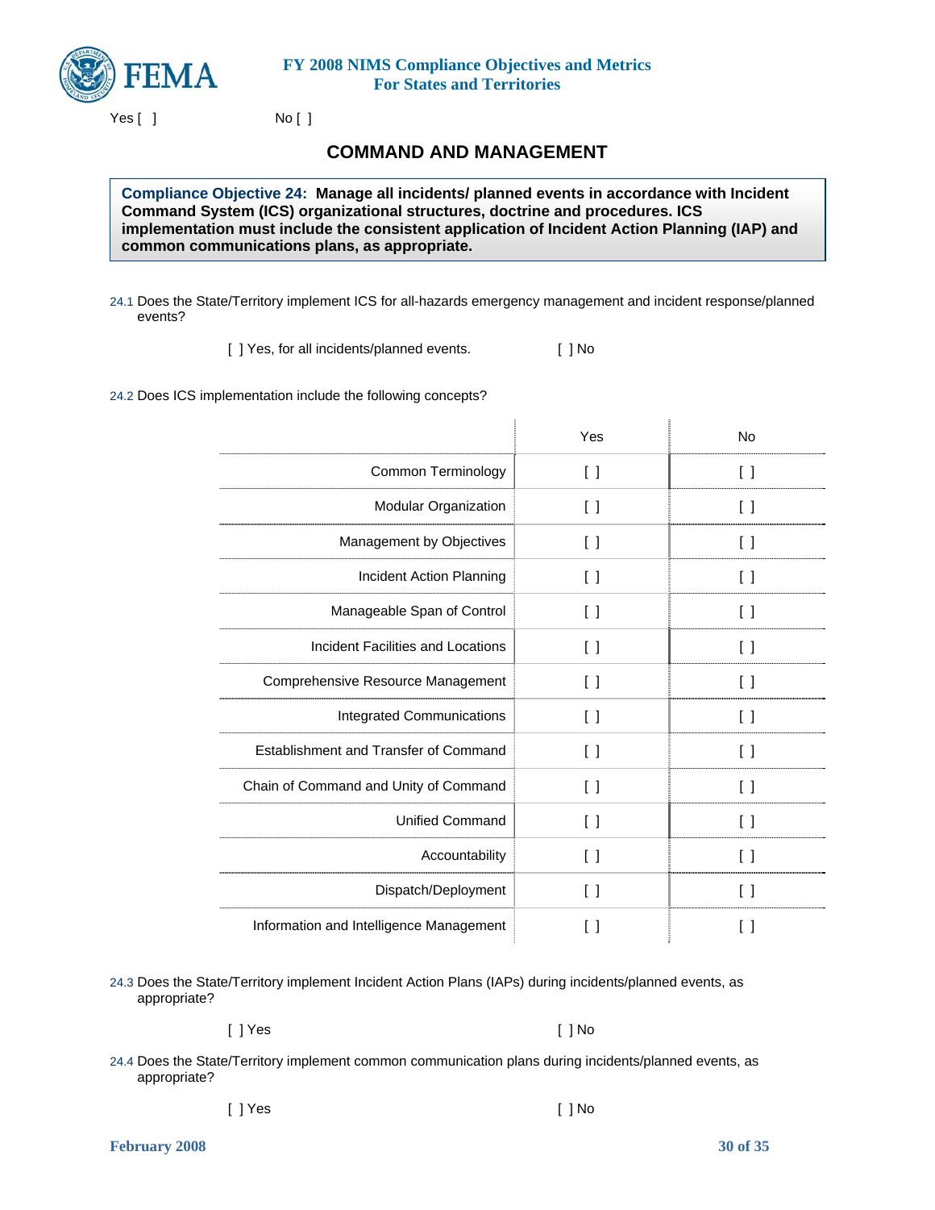Yes [ ]                    No [ ]

## COMMAND AND MANAGEMENT

**Compliance Objective 24: Manage all incidents/ planned events in accordance with Incident Command System (ICS) organizational structures, doctrine and procedures. ICS implementation must include the consistent application of Incident Action Planning (IAP) and common communications plans, as appropriate.**

24.1 Does the State/Territory implement ICS for all-hazards emergency management and incident response/planned events?

[ ] Yes, for all incidents/planned events.          [ ] No

24.2 Does ICS implementation include the following concepts?

| | Yes | No |
|---|---|---|
| Common Terminology | [ ] | [ ] |
| Modular Organization | [ ] | [ ] |
| Management by Objectives | [ ] | [ ] |
| Incident Action Planning | [ ] | [ ] |
| Manageable Span of Control | [ ] | [ ] |
| Incident Facilities and Locations | [ ] | [ ] |
| Comprehensive Resource Management | [ ] | [ ] |
| Integrated Communications | [ ] | [ ] |
| Establishment and Transfer of Command | [ ] | [ ] |
| Chain of Command and Unity of Command | [ ] | [ ] |
| Unified Command | [ ] | [ ] |
| Accountability | [ ] | [ ] |
| Dispatch/Deployment | [ ] | [ ] |
| Information and Intelligence Management | [ ] | [ ] |

24.3 Does the State/Territory implement Incident Action Plans (IAPs) during incidents/planned events, as appropriate?

[ ] Yes          [ ] No

24.4 Does the State/Territory implement common communication plans during incidents/planned events, as appropriate?

[ ] Yes          [ ] No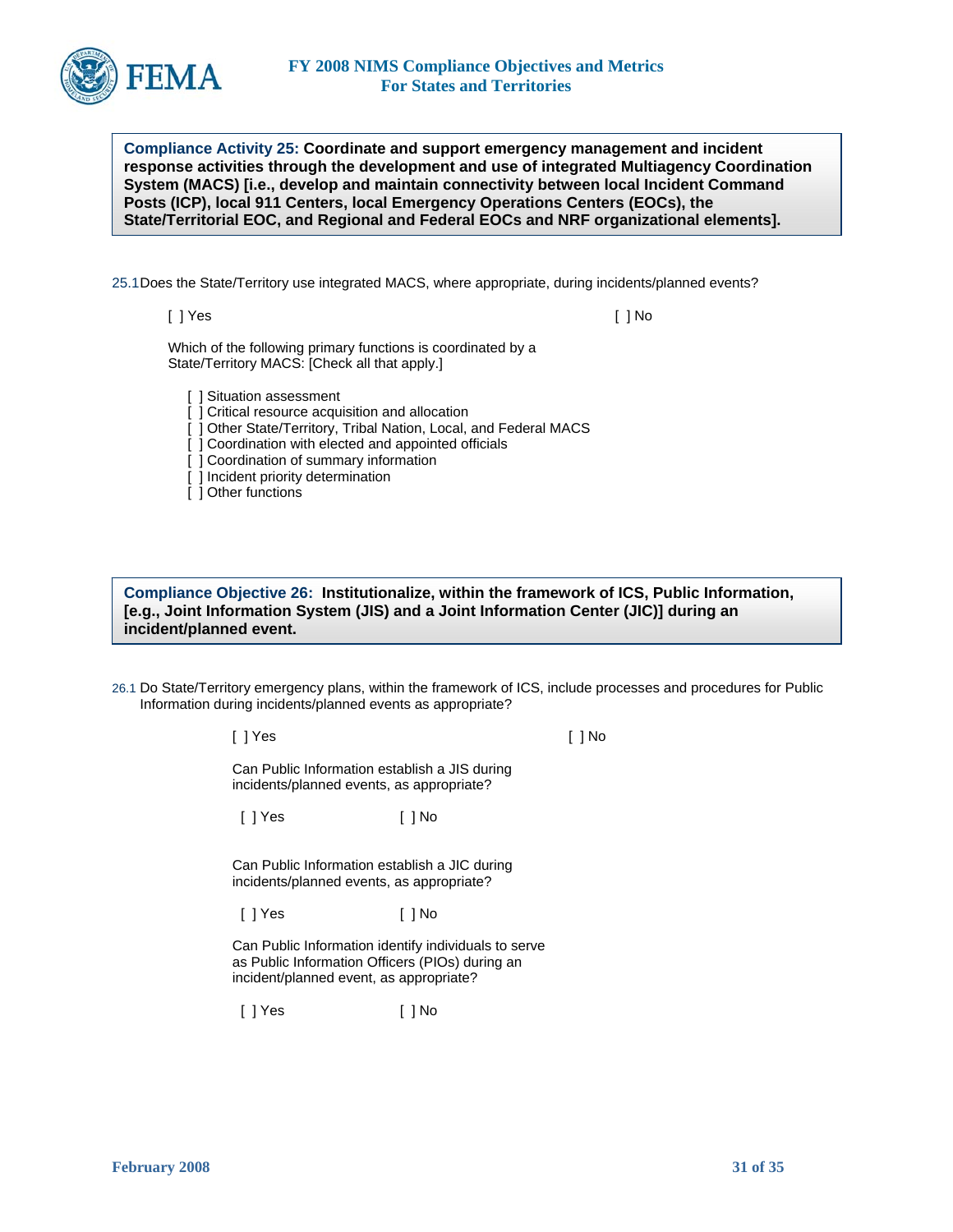**Compliance Activity 25: Coordinate and support emergency management and incident response activities through the development and use of integrated Multiagency Coordination System (MACS) [i.e., develop and maintain connectivity between local Incident Command Posts (ICP), local 911 Centers, local Emergency Operations Centers (EOCs), the State/Territorial EOC, and Regional and Federal EOCs and NRF organizational elements].**

25.1 Does the State/Territory use integrated MACS, where appropriate, during incidents/planned events?

[ ] Yes [ ] No

Which of the following primary functions is coordinated by a State/Territory MACS: [Check all that apply.]

- [ ] Situation assessment
- [ ] Critical resource acquisition and allocation
- [ ] Other State/Territory, Tribal Nation, Local, and Federal MACS
- [ ] Coordination with elected and appointed officials
- [ ] Coordination of summary information
- [ ] Incident priority determination
- [ ] Other functions

**Compliance Objective 26: Institutionalize, within the framework of ICS, Public Information, [e.g., Joint Information System (JIS) and a Joint Information Center (JIC)] during an incident/planned event.**

26.1 Do State/Territory emergency plans, within the framework of ICS, include processes and procedures for Public Information during incidents/planned events as appropriate?

[ ] Yes [ ] No

Can Public Information establish a JIS during incidents/planned events, as appropriate?

[ ] Yes [ ] No

Can Public Information establish a JIC during incidents/planned events, as appropriate?

[ ] Yes [ ] No

Can Public Information identify individuals to serve as Public Information Officers (PIOs) during an incident/planned event, as appropriate?

[ ] Yes [ ] No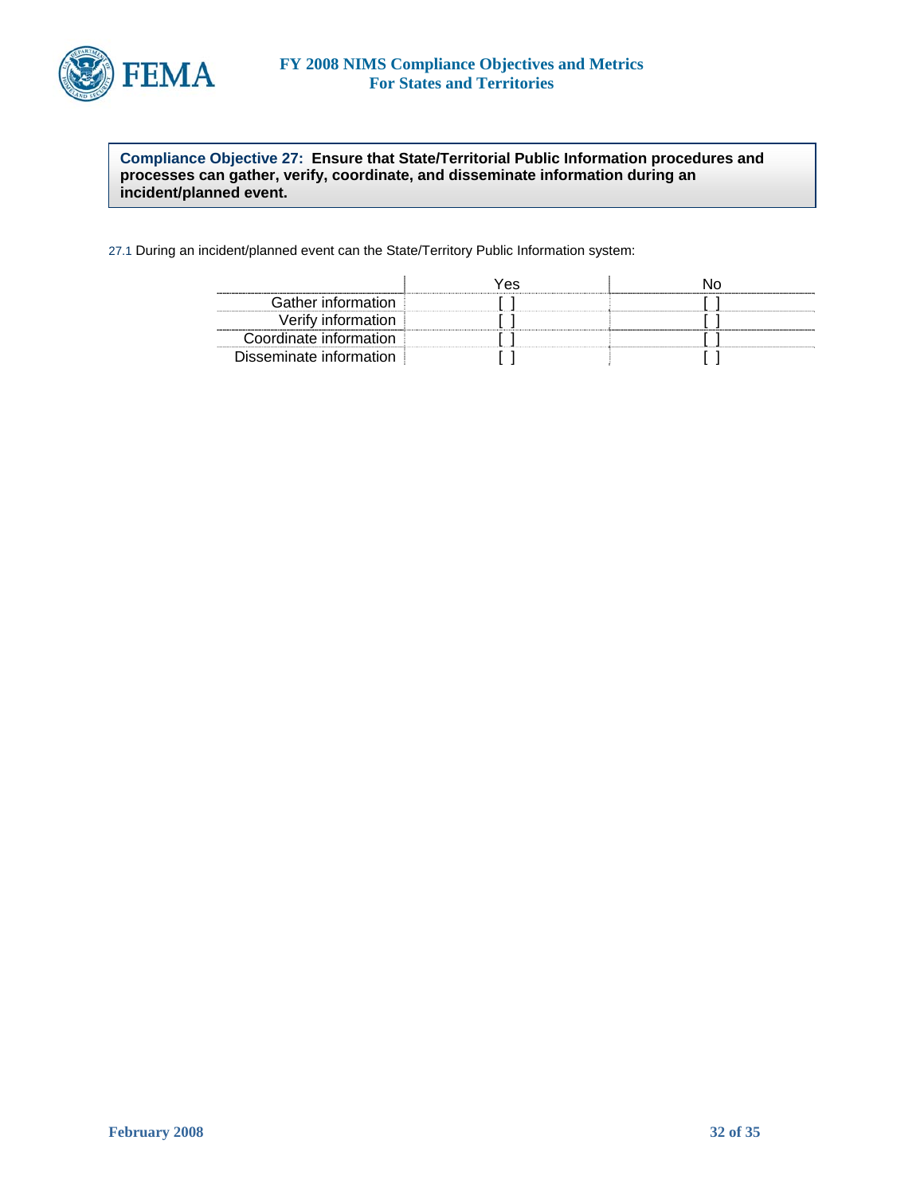**Compliance Objective 27: Ensure that State/Territorial Public Information procedures and processes can gather, verify, coordinate, and disseminate information during an incident/planned event.**

27.1 During an incident/planned event can the State/Territory Public Information system:

| | Yes | No |
|---|---|---|
| Gather information | [ ] | [ ] |
| Verify information | [ ] | [ ] |
| Coordinate information | [ ] | [ ] |
| Disseminate information | [ ] | [ ] |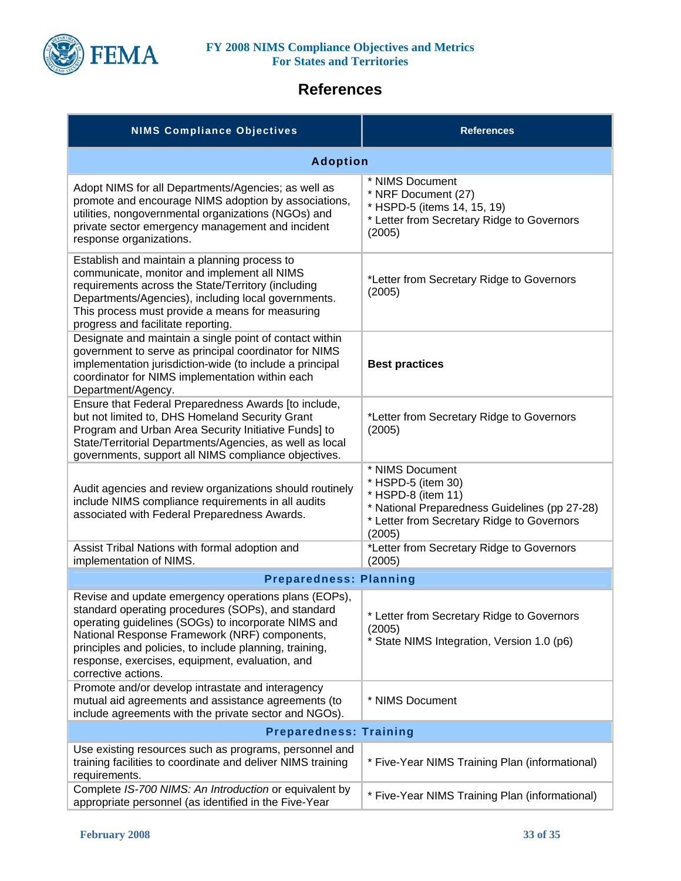# References

| NIMS Compliance Objectives | References |
|---|---|
| **Adoption** | |
| Adopt NIMS for all Departments/Agencies; as well as promote and encourage NIMS adoption by associations, utilities, nongovernmental organizations (NGOs) and private sector emergency management and incident response organizations. | * NIMS Document<br>* NRF Document (27)<br>* HSPD-5 (items 14, 15, 19)<br>* Letter from Secretary Ridge to Governors (2005) |
| Establish and maintain a planning process to communicate, monitor and implement all NIMS requirements across the State/Territory (including Departments/Agencies), including local governments. This process must provide a means for measuring progress and facilitate reporting. | *Letter from Secretary Ridge to Governors (2005) |
| Designate and maintain a single point of contact within government to serve as principal coordinator for NIMS implementation jurisdiction-wide (to include a principal coordinator for NIMS implementation within each Department/Agency. | **Best practices** |
| Ensure that Federal Preparedness Awards [to include, but not limited to, DHS Homeland Security Grant Program and Urban Area Security Initiative Funds] to State/Territorial Departments/Agencies, as well as local governments, support all NIMS compliance objectives. | *Letter from Secretary Ridge to Governors (2005) |
| Audit agencies and review organizations should routinely include NIMS compliance requirements in all audits associated with Federal Preparedness Awards. | * NIMS Document<br>* HSPD-5 (item 30)<br>* HSPD-8 (item 11)<br>* National Preparedness Guidelines (pp 27-28)<br>* Letter from Secretary Ridge to Governors (2005) |
| Assist Tribal Nations with formal adoption and implementation of NIMS. | *Letter from Secretary Ridge to Governors (2005) |
| **Preparedness: Planning** | |
| Revise and update emergency operations plans (EOPs), standard operating procedures (SOPs), and standard operating guidelines (SOGs) to incorporate NIMS and National Response Framework (NRF) components, principles and policies, to include planning, training, response, exercises, equipment, evaluation, and corrective actions. | * Letter from Secretary Ridge to Governors (2005)<br>* State NIMS Integration, Version 1.0 (p6) |
| Promote and/or develop intrastate and interagency mutual aid agreements and assistance agreements (to include agreements with the private sector and NGOs). | * NIMS Document |
| **Preparedness: Training** | |
| Use existing resources such as programs, personnel and training facilities to coordinate and deliver NIMS training requirements. | * Five-Year NIMS Training Plan (informational) |
| Complete *IS-700 NIMS: An Introduction* or equivalent by appropriate personnel (as identified in the Five-Year | * Five-Year NIMS Training Plan (informational) |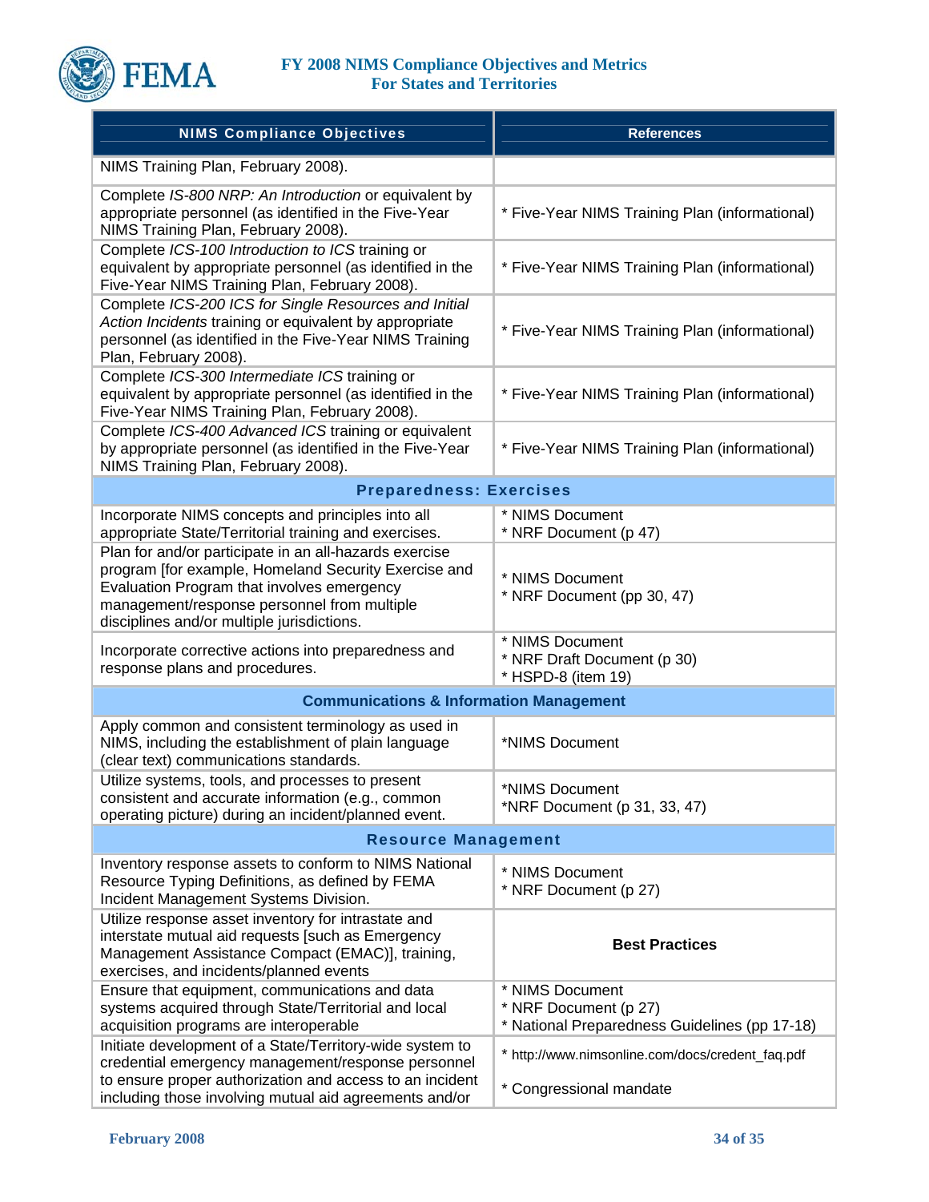| NIMS Compliance Objectives | References |
|---|---|
| NIMS Training Plan, February 2008). | |
| Complete *IS-800 NRP: An Introduction* or equivalent by appropriate personnel (as identified in the Five-Year NIMS Training Plan, February 2008). | * Five-Year NIMS Training Plan (informational) |
| Complete *ICS-100 Introduction to ICS* training or equivalent by appropriate personnel (as identified in the Five-Year NIMS Training Plan, February 2008). | * Five-Year NIMS Training Plan (informational) |
| Complete *ICS-200 ICS for Single Resources and Initial Action Incidents* training or equivalent by appropriate personnel (as identified in the Five-Year NIMS Training Plan, February 2008). | * Five-Year NIMS Training Plan (informational) |
| Complete *ICS-300 Intermediate ICS* training or equivalent by appropriate personnel (as identified in the Five-Year NIMS Training Plan, February 2008). | * Five-Year NIMS Training Plan (informational) |
| Complete *ICS-400 Advanced ICS* training or equivalent by appropriate personnel (as identified in the Five-Year NIMS Training Plan, February 2008). | * Five-Year NIMS Training Plan (informational) |
| **Preparedness: Exercises** | |
| Incorporate NIMS concepts and principles into all appropriate State/Territorial training and exercises. | * NIMS Document<br>* NRF Document (p 47) |
| Plan for and/or participate in an all-hazards exercise program [for example, Homeland Security Exercise and Evaluation Program that involves emergency management/response personnel from multiple disciplines and/or multiple jurisdictions. | * NIMS Document<br>* NRF Document (pp 30, 47) |
| Incorporate corrective actions into preparedness and response plans and procedures. | * NIMS Document<br>* NRF Draft Document (p 30)<br>* HSPD-8 (item 19) |
| **Communications & Information Management** | |
| Apply common and consistent terminology as used in NIMS, including the establishment of plain language (clear text) communications standards. | *NIMS Document |
| Utilize systems, tools, and processes to present consistent and accurate information (e.g., common operating picture) during an incident/planned event. | *NIMS Document<br>*NRF Document (p 31, 33, 47) |
| **Resource Management** | |
| Inventory response assets to conform to NIMS National Resource Typing Definitions, as defined by FEMA Incident Management Systems Division. | * NIMS Document<br>* NRF Document (p 27) |
| Utilize response asset inventory for intrastate and interstate mutual aid requests [such as Emergency Management Assistance Compact (EMAC)], training, exercises, and incidents/planned events | **Best Practices** |
| Ensure that equipment, communications and data systems acquired through State/Territorial and local acquisition programs are interoperable | * NIMS Document<br>* NRF Document (p 27)<br>* National Preparedness Guidelines (pp 17-18) |
| Initiate development of a State/Territory-wide system to credential emergency management/response personnel to ensure proper authorization and access to an incident including those involving mutual aid agreements and/or | * http://www.nimsonline.com/docs/credent_faq.pdf<br>* Congressional mandate |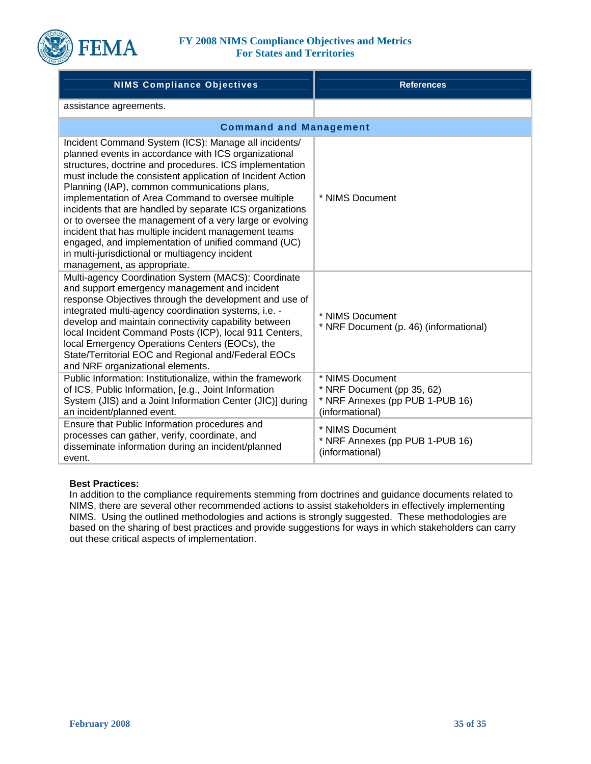| NIMS Compliance Objectives | References |
|---|---|
| assistance agreements. | |
| **Command and Management** | |
| Incident Command System (ICS): Manage all incidents/ planned events in accordance with ICS organizational structures, doctrine and procedures. ICS implementation must include the consistent application of Incident Action Planning (IAP), common communications plans, implementation of Area Command to oversee multiple incidents that are handled by separate ICS organizations or to oversee the management of a very large or evolving incident that has multiple incident management teams engaged, and implementation of unified command (UC) in multi-jurisdictional or multiagency incident management, as appropriate. | * NIMS Document |
| Multi-agency Coordination System (MACS): Coordinate and support emergency management and incident response Objectives through the development and use of integrated multi-agency coordination systems, i.e. - develop and maintain connectivity capability between local Incident Command Posts (ICP), local 911 Centers, local Emergency Operations Centers (EOCs), the State/Territorial EOC and Regional and/Federal EOCs and NRF organizational elements. | * NIMS Document<br>* NRF Document (p. 46) (informational) |
| Public Information: Institutionalize, within the framework of ICS, Public Information, [e.g., Joint Information System (JIS) and a Joint Information Center (JIC)] during an incident/planned event. | * NIMS Document<br>* NRF Document (pp 35, 62)<br>* NRF Annexes (pp PUB 1-PUB 16) (informational) |
| Ensure that Public Information procedures and processes can gather, verify, coordinate, and disseminate information during an incident/planned event. | * NIMS Document<br>* NRF Annexes (pp PUB 1-PUB 16) (informational) |

**Best Practices:**
In addition to the compliance requirements stemming from doctrines and guidance documents related to NIMS, there are several other recommended actions to assist stakeholders in effectively implementing NIMS. Using the outlined methodologies and actions is strongly suggested. These methodologies are based on the sharing of best practices and provide suggestions for ways in which stakeholders can carry out these critical aspects of implementation.